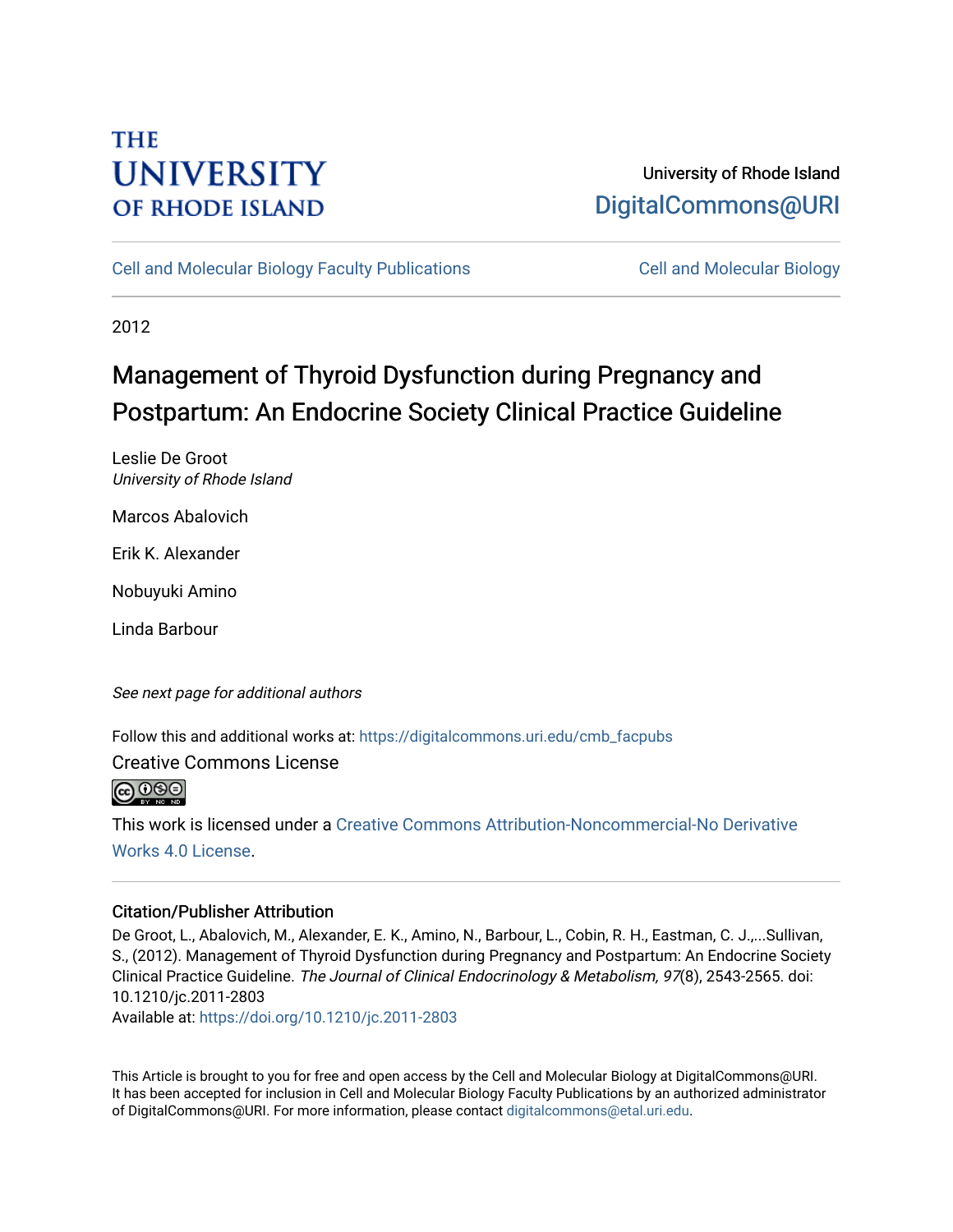THE UNIVERSITY OF RHODE ISLAND

University of Rhode Island
DigitalCommons@URI

Cell and Molecular Biology Faculty Publications | Cell and Molecular Biology

2012

# Management of Thyroid Dysfunction during Pregnancy and Postpartum: An Endocrine Society Clinical Practice Guideline

Leslie De Groot
*University of Rhode Island*

Marcos Abalovich

Erik K. Alexander

Nobuyuki Amino

Linda Barbour

*See next page for additional authors*

Follow this and additional works at: https://digitalcommons.uri.edu/cmb_facpubs

Creative Commons License

This work is licensed under a Creative Commons Attribution-Noncommercial-No Derivative Works 4.0 License.

## Citation/Publisher Attribution

De Groot, L., Abalovich, M., Alexander, E. K., Amino, N., Barbour, L., Cobin, R. H., Eastman, C. J.,...Sullivan, S., (2012). Management of Thyroid Dysfunction during Pregnancy and Postpartum: An Endocrine Society Clinical Practice Guideline. *The Journal of Clinical Endocrinology & Metabolism, 97*(8), 2543-2565. doi: 10.1210/jc.2011-2803

Available at: https://doi.org/10.1210/jc.2011-2803

This Article is brought to you for free and open access by the Cell and Molecular Biology at DigitalCommons@URI. It has been accepted for inclusion in Cell and Molecular Biology Faculty Publications by an authorized administrator of DigitalCommons@URI. For more information, please contact digitalcommons@etal.uri.edu.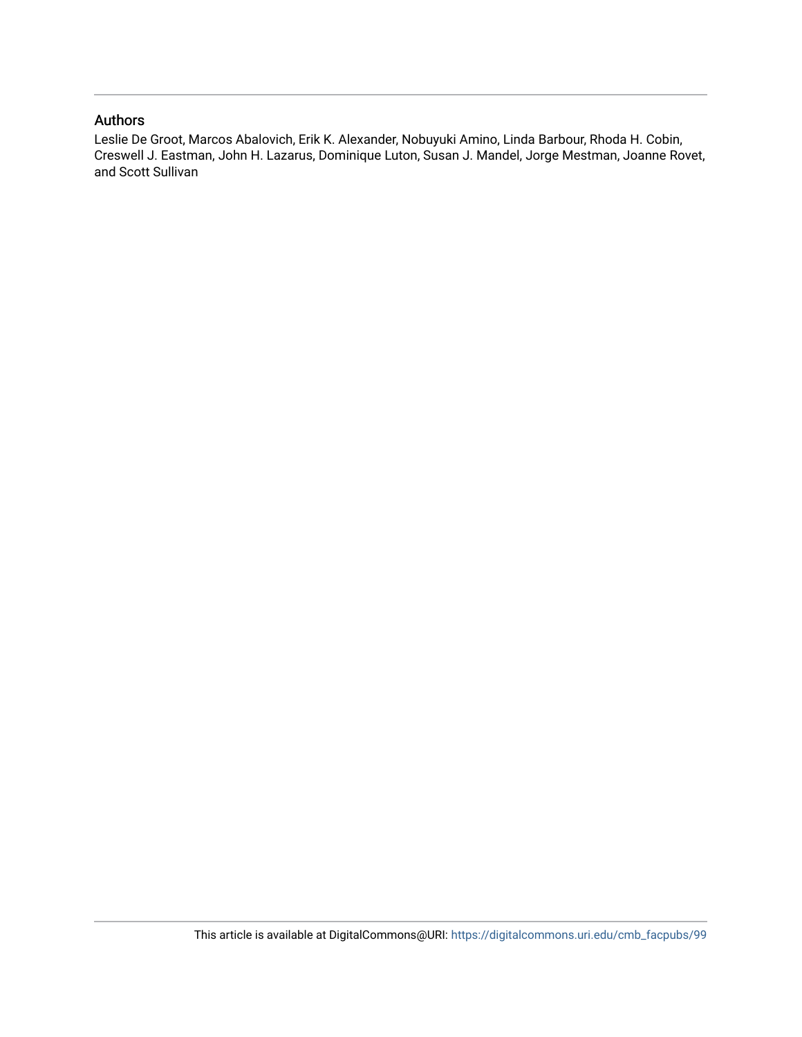## Authors

Leslie De Groot, Marcos Abalovich, Erik K. Alexander, Nobuyuki Amino, Linda Barbour, Rhoda H. Cobin, Creswell J. Eastman, John H. Lazarus, Dominique Luton, Susan J. Mandel, Jorge Mestman, Joanne Rovet, and Scott Sullivan

This article is available at DigitalCommons@URI: https://digitalcommons.uri.edu/cmb_facpubs/99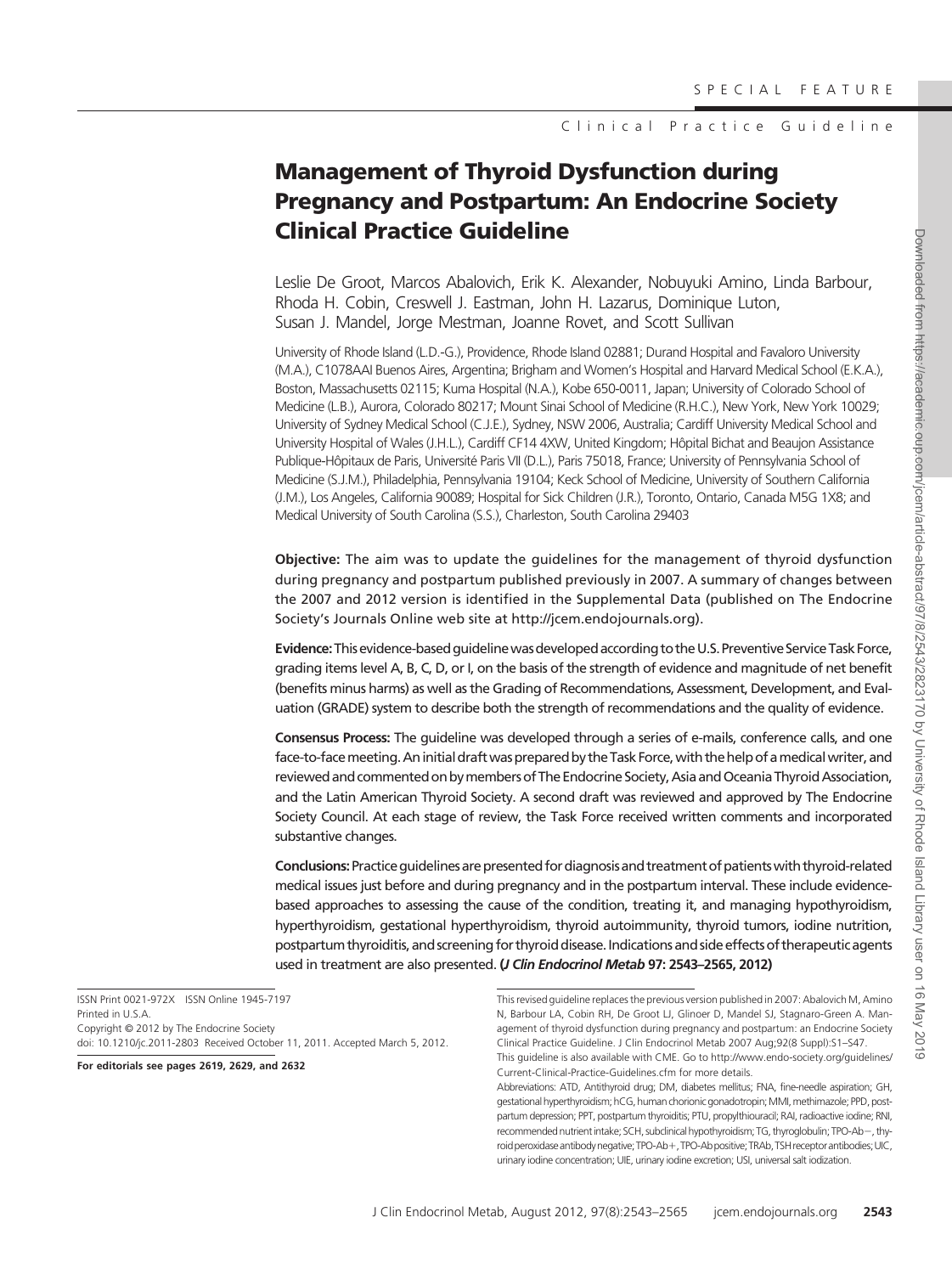SPECIAL FEATURE

Clinical Practice Guideline

# Management of Thyroid Dysfunction during Pregnancy and Postpartum: An Endocrine Society Clinical Practice Guideline

Leslie De Groot, Marcos Abalovich, Erik K. Alexander, Nobuyuki Amino, Linda Barbour, Rhoda H. Cobin, Creswell J. Eastman, John H. Lazarus, Dominique Luton, Susan J. Mandel, Jorge Mestman, Joanne Rovet, and Scott Sullivan

University of Rhode Island (L.D.-G.), Providence, Rhode Island 02881; Durand Hospital and Favaloro University (M.A.), C1078AAI Buenos Aires, Argentina; Brigham and Women's Hospital and Harvard Medical School (E.K.A.), Boston, Massachusetts 02115; Kuma Hospital (N.A.), Kobe 650-0011, Japan; University of Colorado School of Medicine (L.B.), Aurora, Colorado 80217; Mount Sinai School of Medicine (R.H.C.), New York, New York 10029; University of Sydney Medical School (C.J.E.), Sydney, NSW 2006, Australia; Cardiff University Medical School and University Hospital of Wales (J.H.L.), Cardiff CF14 4XW, United Kingdom; Hôpital Bichat and Beaujon Assistance Publique-Hôpitaux de Paris, Université Paris VII (D.L.), Paris 75018, France; University of Pennsylvania School of Medicine (S.J.M.), Philadelphia, Pennsylvania 19104; Keck School of Medicine, University of Southern California (J.M.), Los Angeles, California 90089; Hospital for Sick Children (J.R.), Toronto, Ontario, Canada M5G 1X8; and Medical University of South Carolina (S.S.), Charleston, South Carolina 29403

**Objective:** The aim was to update the guidelines for the management of thyroid dysfunction during pregnancy and postpartum published previously in 2007. A summary of changes between the 2007 and 2012 version is identified in the Supplemental Data (published on The Endocrine Society's Journals Online web site at http://jcem.endojournals.org).

**Evidence:** This evidence-based guideline was developed according to the U.S. Preventive Service Task Force, grading items level A, B, C, D, or I, on the basis of the strength of evidence and magnitude of net benefit (benefits minus harms) as well as the Grading of Recommendations, Assessment, Development, and Evaluation (GRADE) system to describe both the strength of recommendations and the quality of evidence.

**Consensus Process:** The guideline was developed through a series of e-mails, conference calls, and one face-to-face meeting. An initial draft was prepared by the Task Force, with the help of a medical writer, and reviewed and commented on by members of The Endocrine Society, Asia and Oceania Thyroid Association, and the Latin American Thyroid Society. A second draft was reviewed and approved by The Endocrine Society Council. At each stage of review, the Task Force received written comments and incorporated substantive changes.

**Conclusions:** Practice guidelines are presented for diagnosis and treatment of patients with thyroid-related medical issues just before and during pregnancy and in the postpartum interval. These include evidence-based approaches to assessing the cause of the condition, treating it, and managing hypothyroidism, hyperthyroidism, gestational hyperthyroidism, thyroid autoimmunity, thyroid tumors, iodine nutrition, postpartum thyroiditis, and screening for thyroid disease. Indications and side effects of therapeutic agents used in treatment are also presented. ***(J Clin Endocrinol Metab* 97: 2543–2565, 2012)**

ISSN Print 0021-972X ISSN Online 1945-7197
Printed in U.S.A.
Copyright © 2012 by The Endocrine Society
doi: 10.1210/jc.2011-2803 Received October 11, 2011. Accepted March 5, 2012.

**For editorials see pages 2619, 2629, and 2632**

This revised guideline replaces the previous version published in 2007: Abalovich M, Amino N, Barbour LA, Cobin RH, De Groot LJ, Glinoer D, Mandel SJ, Stagnaro-Green A. Management of thyroid dysfunction during pregnancy and postpartum: an Endocrine Society Clinical Practice Guideline. J Clin Endocrinol Metab 2007 Aug;92(8 Suppl):S1–S47.

This guideline is also available with CME. Go to http://www.endo-society.org/guidelines/Current-Clinical-Practice-Guidelines.cfm for more details.

Abbreviations: ATD, Antithyroid drug; DM, diabetes mellitus; FNA, fine-needle aspiration; GH, gestational hyperthyroidism; hCG, human chorionic gonadotropin; MMI, methimazole; PPD, postpartum depression; PPT, postpartum thyroiditis; PTU, propylthiouracil; RAI, radioactive iodine; RNI, recommended nutrient intake; SCH, subclinical hypothyroidism; TG, thyroglobulin; TPO-Ab−, thyroid peroxidase antibody negative; TPO-Ab+, TPO-Ab positive; TRAb, TSH receptor antibodies; UIC, urinary iodine concentration; UIE, urinary iodine excretion; USI, universal salt iodization.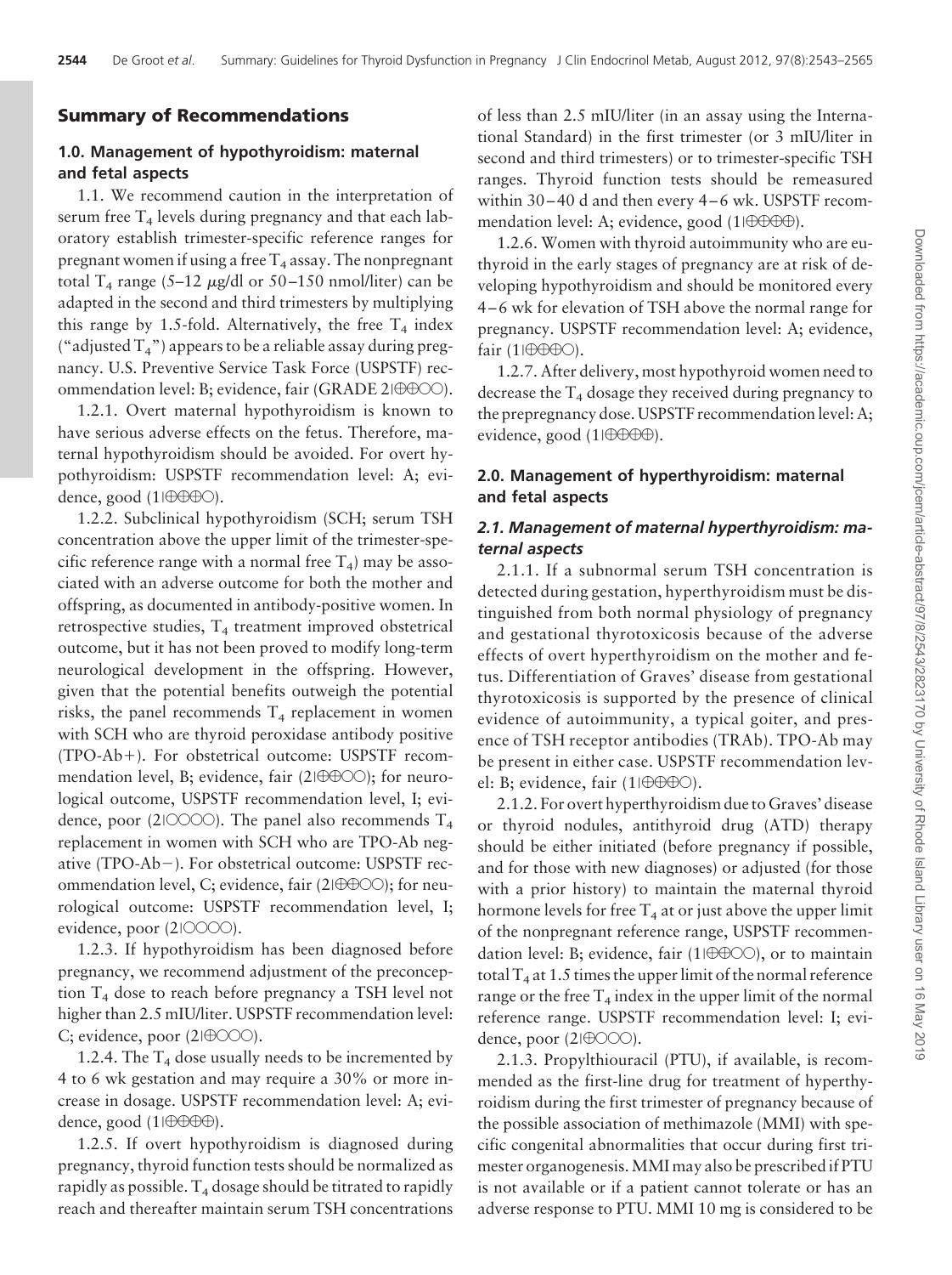## Summary of Recommendations

### 1.0. Management of hypothyroidism: maternal and fetal aspects

1.1. We recommend caution in the interpretation of serum free $T_4$ levels during pregnancy and that each laboratory establish trimester-specific reference ranges for pregnant women if using a free $T_4$ assay. The nonpregnant total $T_4$ range (5–12 μg/dl or 50–150 nmol/liter) can be adapted in the second and third trimesters by multiplying this range by 1.5-fold. Alternatively, the free $T_4$ index ("adjusted $T_4$") appears to be a reliable assay during pregnancy. U.S. Preventive Service Task Force (USPSTF) recommendation level: B; evidence, fair (GRADE 2|⊕⊕○○).

1.2.1. Overt maternal hypothyroidism is known to have serious adverse effects on the fetus. Therefore, maternal hypothyroidism should be avoided. For overt hypothyroidism: USPSTF recommendation level: A; evidence, good (1|⊕⊕⊕○).

1.2.2. Subclinical hypothyroidism (SCH; serum TSH concentration above the upper limit of the trimester-specific reference range with a normal free $T_4$) may be associated with an adverse outcome for both the mother and offspring, as documented in antibody-positive women. In retrospective studies, $T_4$ treatment improved obstetrical outcome, but it has not been proved to modify long-term neurological development in the offspring. However, given that the potential benefits outweigh the potential risks, the panel recommends $T_4$ replacement in women with SCH who are thyroid peroxidase antibody positive (TPO-Ab+). For obstetrical outcome: USPSTF recommendation level, B; evidence, fair (2|⊕⊕○○); for neurological outcome, USPSTF recommendation level, I; evidence, poor (2|○○○○). The panel also recommends $T_4$ replacement in women with SCH who are TPO-Ab negative (TPO-Ab−). For obstetrical outcome: USPSTF recommendation level, C; evidence, fair (2|⊕⊕○○); for neurological outcome: USPSTF recommendation level, I; evidence, poor (2|○○○○).

1.2.3. If hypothyroidism has been diagnosed before pregnancy, we recommend adjustment of the preconception $T_4$ dose to reach before pregnancy a TSH level not higher than 2.5 mIU/liter. USPSTF recommendation level: C; evidence, poor (2|⊕○○○).

1.2.4. The $T_4$ dose usually needs to be incremented by 4 to 6 wk gestation and may require a 30% or more increase in dosage. USPSTF recommendation level: A; evidence, good (1|⊕⊕⊕⊕).

1.2.5. If overt hypothyroidism is diagnosed during pregnancy, thyroid function tests should be normalized as rapidly as possible. $T_4$ dosage should be titrated to rapidly reach and thereafter maintain serum TSH concentrations of less than 2.5 mIU/liter (in an assay using the International Standard) in the first trimester (or 3 mIU/liter in second and third trimesters) or to trimester-specific TSH ranges. Thyroid function tests should be remeasured within 30–40 d and then every 4–6 wk. USPSTF recommendation level: A; evidence, good (1|⊕⊕⊕⊕).

1.2.6. Women with thyroid autoimmunity who are euthyroid in the early stages of pregnancy are at risk of developing hypothyroidism and should be monitored every 4–6 wk for elevation of TSH above the normal range for pregnancy. USPSTF recommendation level: A; evidence, fair (1|⊕⊕⊕○).

1.2.7. After delivery, most hypothyroid women need to decrease the $T_4$ dosage they received during pregnancy to the prepregnancy dose. USPSTF recommendation level: A; evidence, good (1|⊕⊕⊕⊕).

### 2.0. Management of hyperthyroidism: maternal and fetal aspects

#### *2.1. Management of maternal hyperthyroidism: maternal aspects*

2.1.1. If a subnormal serum TSH concentration is detected during gestation, hyperthyroidism must be distinguished from both normal physiology of pregnancy and gestational thyrotoxicosis because of the adverse effects of overt hyperthyroidism on the mother and fetus. Differentiation of Graves' disease from gestational thyrotoxicosis is supported by the presence of clinical evidence of autoimmunity, a typical goiter, and presence of TSH receptor antibodies (TRAb). TPO-Ab may be present in either case. USPSTF recommendation level: B; evidence, fair (1|⊕⊕⊕○).

2.1.2. For overt hyperthyroidism due to Graves' disease or thyroid nodules, antithyroid drug (ATD) therapy should be either initiated (before pregnancy if possible, and for those with new diagnoses) or adjusted (for those with a prior history) to maintain the maternal thyroid hormone levels for free $T_4$ at or just above the upper limit of the nonpregnant reference range, USPSTF recommendation level: B; evidence, fair (1|⊕⊕○○), or to maintain total $T_4$ at 1.5 times the upper limit of the normal reference range or the free $T_4$ index in the upper limit of the normal reference range. USPSTF recommendation level: I; evidence, poor (2|⊕○○○).

2.1.3. Propylthiouracil (PTU), if available, is recommended as the first-line drug for treatment of hyperthyroidism during the first trimester of pregnancy because of the possible association of methimazole (MMI) with specific congenital abnormalities that occur during first trimester organogenesis. MMI may also be prescribed if PTU is not available or if a patient cannot tolerate or has an adverse response to PTU. MMI 10 mg is considered to be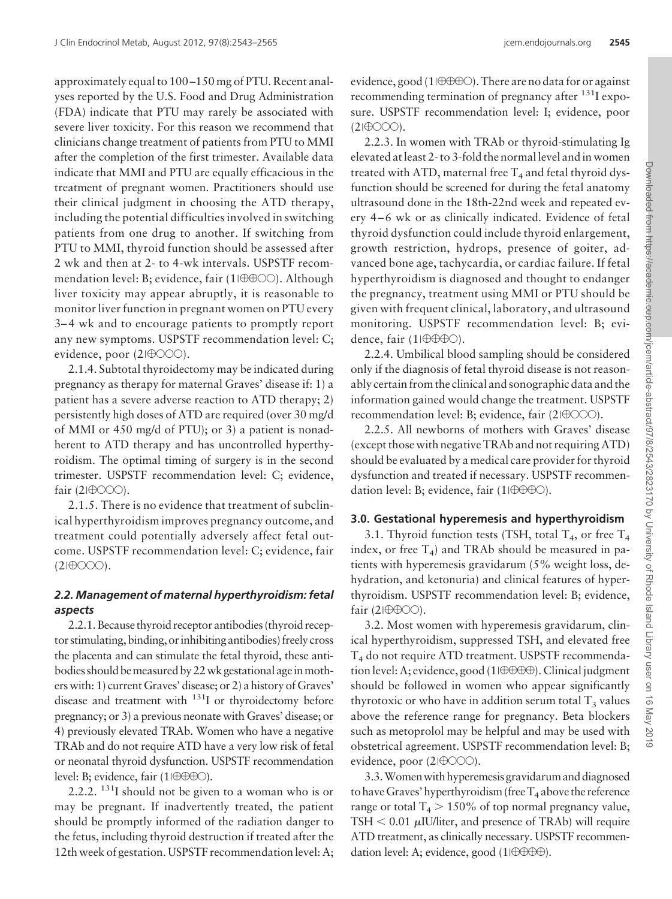approximately equal to 100–150 mg of PTU. Recent analyses reported by the U.S. Food and Drug Administration (FDA) indicate that PTU may rarely be associated with severe liver toxicity. For this reason we recommend that clinicians change treatment of patients from PTU to MMI after the completion of the first trimester. Available data indicate that MMI and PTU are equally efficacious in the treatment of pregnant women. Practitioners should use their clinical judgment in choosing the ATD therapy, including the potential difficulties involved in switching patients from one drug to another. If switching from PTU to MMI, thyroid function should be assessed after 2 wk and then at 2- to 4-wk intervals. USPSTF recommendation level: B; evidence, fair (1|⊕⊕○○). Although liver toxicity may appear abruptly, it is reasonable to monitor liver function in pregnant women on PTU every 3–4 wk and to encourage patients to promptly report any new symptoms. USPSTF recommendation level: C; evidence, poor (2|⊕○○○).

2.1.4. Subtotal thyroidectomy may be indicated during pregnancy as therapy for maternal Graves' disease if: 1) a patient has a severe adverse reaction to ATD therapy; 2) persistently high doses of ATD are required (over 30 mg/d of MMI or 450 mg/d of PTU); or 3) a patient is nonadherent to ATD therapy and has uncontrolled hyperthyroidism. The optimal timing of surgery is in the second trimester. USPSTF recommendation level: C; evidence, fair (2|⊕○○○).

2.1.5. There is no evidence that treatment of subclinical hyperthyroidism improves pregnancy outcome, and treatment could potentially adversely affect fetal outcome. USPSTF recommendation level: C; evidence, fair (2|⊕○○○).

### *2.2. Management of maternal hyperthyroidism: fetal aspects*

2.2.1. Because thyroid receptor antibodies (thyroid receptor stimulating, binding, or inhibiting antibodies) freely cross the placenta and can stimulate the fetal thyroid, these antibodies should be measured by 22 wk gestational age in mothers with: 1) current Graves' disease; or 2) a history of Graves' disease and treatment with $^{131}$I or thyroidectomy before pregnancy; or 3) a previous neonate with Graves' disease; or 4) previously elevated TRAb. Women who have a negative TRAb and do not require ATD have a very low risk of fetal or neonatal thyroid dysfunction. USPSTF recommendation level: B; evidence, fair (1|⊕⊕⊕○).

2.2.2. $^{131}$I should not be given to a woman who is or may be pregnant. If inadvertently treated, the patient should be promptly informed of the radiation danger to the fetus, including thyroid destruction if treated after the 12th week of gestation. USPSTF recommendation level: A; evidence, good (1|⊕⊕⊕○). There are no data for or against recommending termination of pregnancy after $^{131}$I exposure. USPSTF recommendation level: I; evidence, poor (2|⊕○○○).

2.2.3. In women with TRAb or thyroid-stimulating Ig elevated at least 2- to 3-fold the normal level and in women treated with ATD, maternal free $T_4$ and fetal thyroid dysfunction should be screened for during the fetal anatomy ultrasound done in the 18th-22nd week and repeated every 4–6 wk or as clinically indicated. Evidence of fetal thyroid dysfunction could include thyroid enlargement, growth restriction, hydrops, presence of goiter, advanced bone age, tachycardia, or cardiac failure. If fetal hyperthyroidism is diagnosed and thought to endanger the pregnancy, treatment using MMI or PTU should be given with frequent clinical, laboratory, and ultrasound monitoring. USPSTF recommendation level: B; evidence, fair (1|⊕⊕⊕○).

2.2.4. Umbilical blood sampling should be considered only if the diagnosis of fetal thyroid disease is not reasonably certain from the clinical and sonographic data and the information gained would change the treatment. USPSTF recommendation level: B; evidence, fair (2|⊕○○○).

2.2.5. All newborns of mothers with Graves' disease (except those with negative TRAb and not requiring ATD) should be evaluated by a medical care provider for thyroid dysfunction and treated if necessary. USPSTF recommendation level: B; evidence, fair (1|⊕⊕⊕○).

## 3.0. Gestational hyperemesis and hyperthyroidism

3.1. Thyroid function tests (TSH, total $T_4$, or free $T_4$ index, or free $T_4$) and TRAb should be measured in patients with hyperemesis gravidarum (5% weight loss, dehydration, and ketonuria) and clinical features of hyperthyroidism. USPSTF recommendation level: B; evidence, fair (2|⊕⊕○○).

3.2. Most women with hyperemesis gravidarum, clinical hyperthyroidism, suppressed TSH, and elevated free $T_4$ do not require ATD treatment. USPSTF recommendation level: A; evidence, good (1|⊕⊕⊕⊕). Clinical judgment should be followed in women who appear significantly thyrotoxic or who have in addition serum total $T_3$ values above the reference range for pregnancy. Beta blockers such as metoprolol may be helpful and may be used with obstetrical agreement. USPSTF recommendation level: B; evidence, poor (2|⊕○○○).

3.3. Women with hyperemesis gravidarum and diagnosed to have Graves' hyperthyroidism (free $T_4$ above the reference range or total $T_4 > 150\%$ of top normal pregnancy value, TSH $< 0.01$ μIU/liter, and presence of TRAb) will require ATD treatment, as clinically necessary. USPSTF recommendation level: A; evidence, good (1|⊕⊕⊕⊕).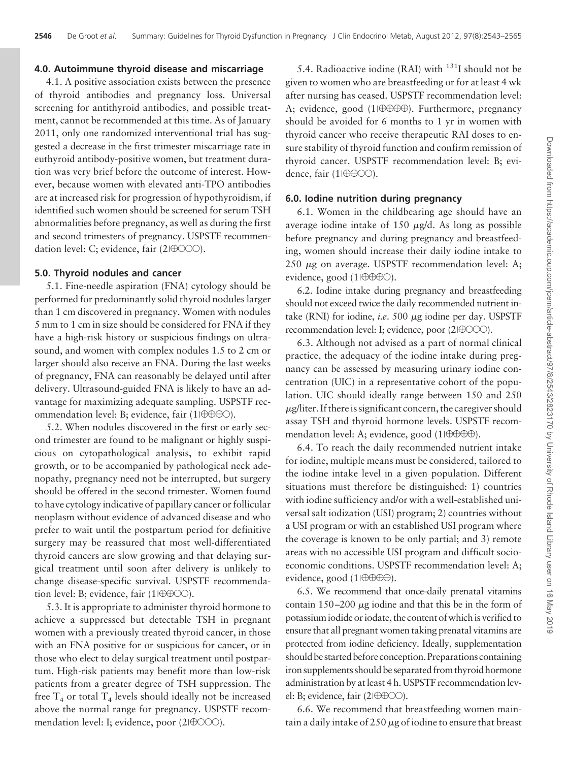### 4.0. Autoimmune thyroid disease and miscarriage

4.1. A positive association exists between the presence of thyroid antibodies and pregnancy loss. Universal screening for antithyroid antibodies, and possible treatment, cannot be recommended at this time. As of January 2011, only one randomized interventional trial has suggested a decrease in the first trimester miscarriage rate in euthyroid antibody-positive women, but treatment duration was very brief before the outcome of interest. However, because women with elevated anti-TPO antibodies are at increased risk for progression of hypothyroidism, if identified such women should be screened for serum TSH abnormalities before pregnancy, as well as during the first and second trimesters of pregnancy. USPSTF recommendation level: C; evidence, fair (2|⊕○○○).

### 5.0. Thyroid nodules and cancer

5.1. Fine-needle aspiration (FNA) cytology should be performed for predominantly solid thyroid nodules larger than 1 cm discovered in pregnancy. Women with nodules 5 mm to 1 cm in size should be considered for FNA if they have a high-risk history or suspicious findings on ultrasound, and women with complex nodules 1.5 to 2 cm or larger should also receive an FNA. During the last weeks of pregnancy, FNA can reasonably be delayed until after delivery. Ultrasound-guided FNA is likely to have an advantage for maximizing adequate sampling. USPSTF recommendation level: B; evidence, fair (1|⊕⊕⊕○).

5.2. When nodules discovered in the first or early second trimester are found to be malignant or highly suspicious on cytopathological analysis, to exhibit rapid growth, or to be accompanied by pathological neck adenopathy, pregnancy need not be interrupted, but surgery should be offered in the second trimester. Women found to have cytology indicative of papillary cancer or follicular neoplasm without evidence of advanced disease and who prefer to wait until the postpartum period for definitive surgery may be reassured that most well-differentiated thyroid cancers are slow growing and that delaying surgical treatment until soon after delivery is unlikely to change disease-specific survival. USPSTF recommendation level: B; evidence, fair (1|⊕⊕○○).

5.3. It is appropriate to administer thyroid hormone to achieve a suppressed but detectable TSH in pregnant women with a previously treated thyroid cancer, in those with an FNA positive for or suspicious for cancer, or in those who elect to delay surgical treatment until postpartum. High-risk patients may benefit more than low-risk patients from a greater degree of TSH suppression. The free $T_4$ or total $T_4$ levels should ideally not be increased above the normal range for pregnancy. USPSTF recommendation level: I; evidence, poor (2|⊕○○○).

5.4. Radioactive iodine (RAI) with $^{131}$I should not be given to women who are breastfeeding or for at least 4 wk after nursing has ceased. USPSTF recommendation level: A; evidence, good (1|⊕⊕⊕⊕). Furthermore, pregnancy should be avoided for 6 months to 1 yr in women with thyroid cancer who receive therapeutic RAI doses to ensure stability of thyroid function and confirm remission of thyroid cancer. USPSTF recommendation level: B; evidence, fair (1|⊕⊕○○).

### 6.0. Iodine nutrition during pregnancy

6.1. Women in the childbearing age should have an average iodine intake of 150 μg/d. As long as possible before pregnancy and during pregnancy and breastfeeding, women should increase their daily iodine intake to 250 μg on average. USPSTF recommendation level: A; evidence, good (1|⊕⊕⊕○).

6.2. Iodine intake during pregnancy and breastfeeding should not exceed twice the daily recommended nutrient intake (RNI) for iodine, *i.e.* 500 μg iodine per day. USPSTF recommendation level: I; evidence, poor (2|⊕○○○).

6.3. Although not advised as a part of normal clinical practice, the adequacy of the iodine intake during pregnancy can be assessed by measuring urinary iodine concentration (UIC) in a representative cohort of the population. UIC should ideally range between 150 and 250 μg/liter. If there is significant concern, the caregiver should assay TSH and thyroid hormone levels. USPSTF recommendation level: A; evidence, good (1|⊕⊕⊕⊕).

6.4. To reach the daily recommended nutrient intake for iodine, multiple means must be considered, tailored to the iodine intake level in a given population. Different situations must therefore be distinguished: 1) countries with iodine sufficiency and/or with a well-established universal salt iodization (USI) program; 2) countries without a USI program or with an established USI program where the coverage is known to be only partial; and 3) remote areas with no accessible USI program and difficult socioeconomic conditions. USPSTF recommendation level: A; evidence, good (1|⊕⊕⊕⊕).

6.5. We recommend that once-daily prenatal vitamins contain 150–200 μg iodine and that this be in the form of potassium iodide or iodate, the content of which is verified to ensure that all pregnant women taking prenatal vitamins are protected from iodine deficiency. Ideally, supplementation should be started before conception. Preparations containing iron supplements should be separated from thyroid hormone administration by at least 4 h. USPSTF recommendation level: B; evidence, fair (2|⊕⊕○○).

6.6. We recommend that breastfeeding women maintain a daily intake of 250 μg of iodine to ensure that breast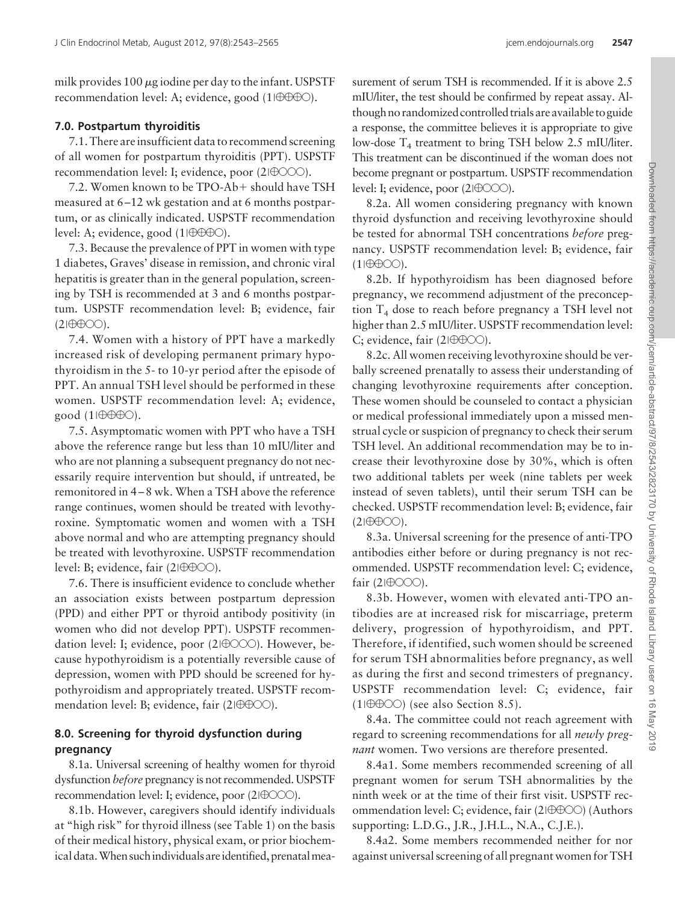milk provides 100 μg iodine per day to the infant. USPSTF recommendation level: A; evidence, good (1|⊕⊕⊕○).

### 7.0. Postpartum thyroiditis

7.1. There are insufficient data to recommend screening of all women for postpartum thyroiditis (PPT). USPSTF recommendation level: I; evidence, poor (2|⊕○○○).

7.2. Women known to be TPO-Ab+ should have TSH measured at 6–12 wk gestation and at 6 months postpartum, or as clinically indicated. USPSTF recommendation level: A; evidence, good (1|⊕⊕⊕○).

7.3. Because the prevalence of PPT in women with type 1 diabetes, Graves' disease in remission, and chronic viral hepatitis is greater than in the general population, screening by TSH is recommended at 3 and 6 months postpartum. USPSTF recommendation level: B; evidence, fair (2|⊕⊕○○).

7.4. Women with a history of PPT have a markedly increased risk of developing permanent primary hypothyroidism in the 5- to 10-yr period after the episode of PPT. An annual TSH level should be performed in these women. USPSTF recommendation level: A; evidence, good (1|⊕⊕⊕○).

7.5. Asymptomatic women with PPT who have a TSH above the reference range but less than 10 mIU/liter and who are not planning a subsequent pregnancy do not necessarily require intervention but should, if untreated, be remonitored in 4–8 wk. When a TSH above the reference range continues, women should be treated with levothyroxine. Symptomatic women and women with a TSH above normal and who are attempting pregnancy should be treated with levothyroxine. USPSTF recommendation level: B; evidence, fair (2|⊕⊕○○).

7.6. There is insufficient evidence to conclude whether an association exists between postpartum depression (PPD) and either PPT or thyroid antibody positivity (in women who did not develop PPT). USPSTF recommendation level: I; evidence, poor (2|⊕○○○). However, because hypothyroidism is a potentially reversible cause of depression, women with PPD should be screened for hypothyroidism and appropriately treated. USPSTF recommendation level: B; evidence, fair (2|⊕⊕○○).

### 8.0. Screening for thyroid dysfunction during pregnancy

8.1a. Universal screening of healthy women for thyroid dysfunction *before* pregnancy is not recommended. USPSTF recommendation level: I; evidence, poor (2|⊕○○○).

8.1b. However, caregivers should identify individuals at "high risk" for thyroid illness (see Table 1) on the basis of their medical history, physical exam, or prior biochemical data. When such individuals are identified, prenatal measurement of serum TSH is recommended. If it is above 2.5 mIU/liter, the test should be confirmed by repeat assay. Although no randomized controlled trials are available to guide a response, the committee believes it is appropriate to give low-dose $T_4$ treatment to bring TSH below 2.5 mIU/liter. This treatment can be discontinued if the woman does not become pregnant or postpartum. USPSTF recommendation level: I; evidence, poor (2|⊕○○○).

8.2a. All women considering pregnancy with known thyroid dysfunction and receiving levothyroxine should be tested for abnormal TSH concentrations *before* pregnancy. USPSTF recommendation level: B; evidence, fair (1|⊕⊕○○).

8.2b. If hypothyroidism has been diagnosed before pregnancy, we recommend adjustment of the preconception $T_4$ dose to reach before pregnancy a TSH level not higher than 2.5 mIU/liter. USPSTF recommendation level: C; evidence, fair (2|⊕⊕○○).

8.2c. All women receiving levothyroxine should be verbally screened prenatally to assess their understanding of changing levothyroxine requirements after conception. These women should be counseled to contact a physician or medical professional immediately upon a missed menstrual cycle or suspicion of pregnancy to check their serum TSH level. An additional recommendation may be to increase their levothyroxine dose by 30%, which is often two additional tablets per week (nine tablets per week instead of seven tablets), until their serum TSH can be checked. USPSTF recommendation level: B; evidence, fair (2|⊕⊕○○).

8.3a. Universal screening for the presence of anti-TPO antibodies either before or during pregnancy is not recommended. USPSTF recommendation level: C; evidence, fair (2|⊕○○○).

8.3b. However, women with elevated anti-TPO antibodies are at increased risk for miscarriage, preterm delivery, progression of hypothyroidism, and PPT. Therefore, if identified, such women should be screened for serum TSH abnormalities before pregnancy, as well as during the first and second trimesters of pregnancy. USPSTF recommendation level: C; evidence, fair (1|⊕⊕○○) (see also Section 8.5).

8.4a. The committee could not reach agreement with regard to screening recommendations for all *newly pregnant* women. Two versions are therefore presented.

8.4a1. Some members recommended screening of all pregnant women for serum TSH abnormalities by the ninth week or at the time of their first visit. USPSTF recommendation level: C; evidence, fair (2|⊕⊕○○) (Authors supporting: L.D.G., J.R., J.H.L., N.A., C.J.E.).

8.4a2. Some members recommended neither for nor against universal screening of all pregnant women for TSH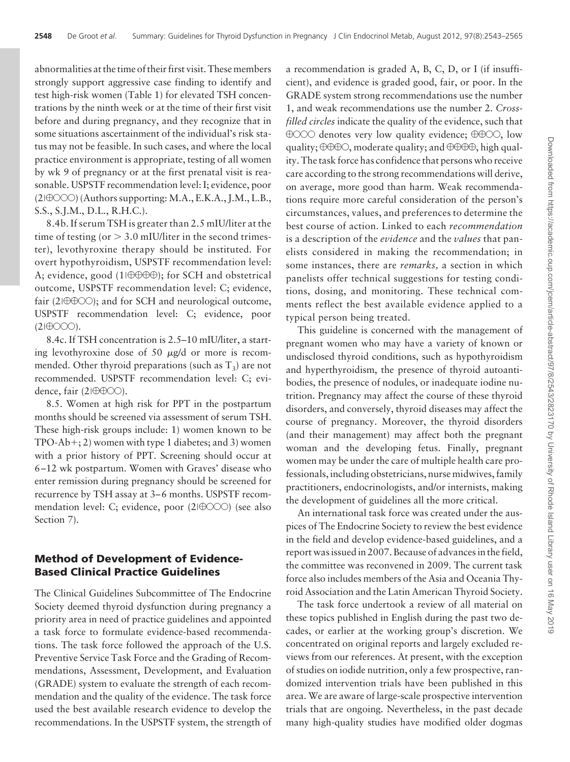abnormalities at the time of their first visit. These members strongly support aggressive case finding to identify and test high-risk women (Table 1) for elevated TSH concentrations by the ninth week or at the time of their first visit before and during pregnancy, and they recognize that in some situations ascertainment of the individual's risk status may not be feasible. In such cases, and where the local practice environment is appropriate, testing of all women by wk 9 of pregnancy or at the first prenatal visit is reasonable. USPSTF recommendation level: I; evidence, poor (2|⊕○○○) (Authors supporting: M.A., E.K.A., J.M., L.B., S.S., S.J.M., D.L., R.H.C.).

8.4b. If serum TSH is greater than 2.5 mIU/liter at the time of testing (or > 3.0 mIU/liter in the second trimester), levothyroxine therapy should be instituted. For overt hypothyroidism, USPSTF recommendation level: A; evidence, good (1|⊕⊕⊕⊕); for SCH and obstetrical outcome, USPSTF recommendation level: C; evidence, fair (2|⊕⊕○○); and for SCH and neurological outcome, USPSTF recommendation level: C; evidence, poor (2|⊕○○○).

8.4c. If TSH concentration is 2.5–10 mIU/liter, a starting levothyroxine dose of 50 μg/d or more is recommended. Other thyroid preparations (such as $T_3$) are not recommended. USPSTF recommendation level: C; evidence, fair (2|⊕⊕○○).

8.5. Women at high risk for PPT in the postpartum months should be screened via assessment of serum TSH. These high-risk groups include: 1) women known to be TPO-Ab+; 2) women with type 1 diabetes; and 3) women with a prior history of PPT. Screening should occur at 6–12 wk postpartum. Women with Graves' disease who enter remission during pregnancy should be screened for recurrence by TSH assay at 3–6 months. USPSTF recommendation level: C; evidence, poor (2|⊕○○○) (see also Section 7).

## Method of Development of Evidence-Based Clinical Practice Guidelines

The Clinical Guidelines Subcommittee of The Endocrine Society deemed thyroid dysfunction during pregnancy a priority area in need of practice guidelines and appointed a task force to formulate evidence-based recommendations. The task force followed the approach of the U.S. Preventive Service Task Force and the Grading of Recommendations, Assessment, Development, and Evaluation (GRADE) system to evaluate the strength of each recommendation and the quality of the evidence. The task force used the best available research evidence to develop the recommendations. In the USPSTF system, the strength of a recommendation is graded A, B, C, D, or I (if insufficient), and evidence is graded good, fair, or poor. In the GRADE system strong recommendations use the number 1, and weak recommendations use the number 2. *Cross-filled circles* indicate the quality of the evidence, such that ⊕○○○ denotes very low quality evidence; ⊕⊕○○, low quality; ⊕⊕⊕○, moderate quality; and ⊕⊕⊕⊕, high quality. The task force has confidence that persons who receive care according to the strong recommendations will derive, on average, more good than harm. Weak recommendations require more careful consideration of the person's circumstances, values, and preferences to determine the best course of action. Linked to each *recommendation* is a description of the *evidence* and the *values* that panelists considered in making the recommendation; in some instances, there are *remarks,* a section in which panelists offer technical suggestions for testing conditions, dosing, and monitoring. These technical comments reflect the best available evidence applied to a typical person being treated.

This guideline is concerned with the management of pregnant women who may have a variety of known or undisclosed thyroid conditions, such as hypothyroidism and hyperthyroidism, the presence of thyroid autoantibodies, the presence of nodules, or inadequate iodine nutrition. Pregnancy may affect the course of these thyroid disorders, and conversely, thyroid diseases may affect the course of pregnancy. Moreover, the thyroid disorders (and their management) may affect both the pregnant woman and the developing fetus. Finally, pregnant women may be under the care of multiple health care professionals, including obstetricians, nurse midwives, family practitioners, endocrinologists, and/or internists, making the development of guidelines all the more critical.

An international task force was created under the auspices of The Endocrine Society to review the best evidence in the field and develop evidence-based guidelines, and a report was issued in 2007. Because of advances in the field, the committee was reconvened in 2009. The current task force also includes members of the Asia and Oceania Thyroid Association and the Latin American Thyroid Society.

The task force undertook a review of all material on these topics published in English during the past two decades, or earlier at the working group's discretion. We concentrated on original reports and largely excluded reviews from our references. At present, with the exception of studies on iodide nutrition, only a few prospective, randomized intervention trials have been published in this area. We are aware of large-scale prospective intervention trials that are ongoing. Nevertheless, in the past decade many high-quality studies have modified older dogmas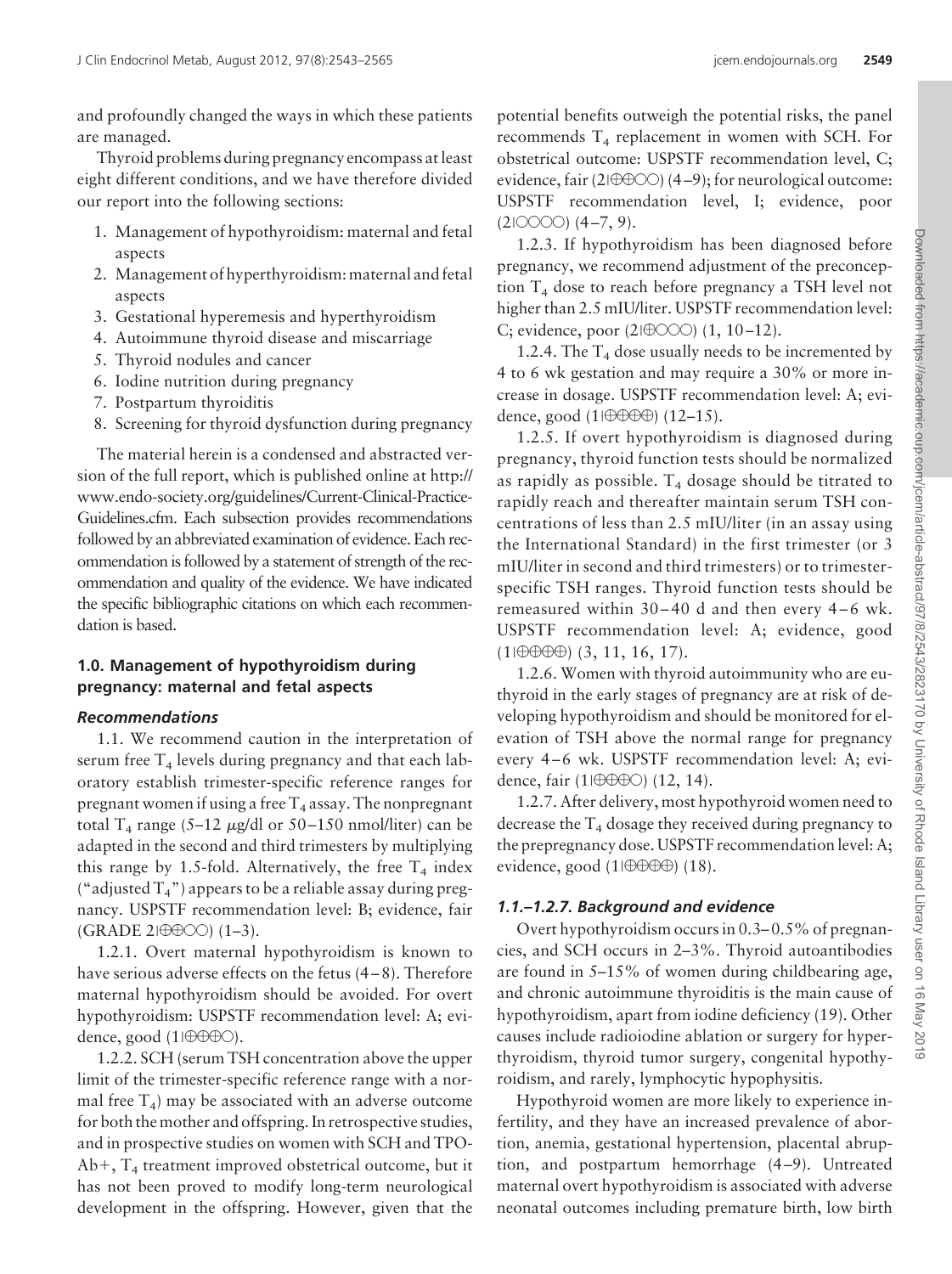and profoundly changed the ways in which these patients are managed.

Thyroid problems during pregnancy encompass at least eight different conditions, and we have therefore divided our report into the following sections:

1. Management of hypothyroidism: maternal and fetal aspects
2. Management of hyperthyroidism: maternal and fetal aspects
3. Gestational hyperemesis and hyperthyroidism
4. Autoimmune thyroid disease and miscarriage
5. Thyroid nodules and cancer
6. Iodine nutrition during pregnancy
7. Postpartum thyroiditis
8. Screening for thyroid dysfunction during pregnancy

The material herein is a condensed and abstracted version of the full report, which is published online at http://www.endo-society.org/guidelines/Current-Clinical-Practice-Guidelines.cfm. Each subsection provides recommendations followed by an abbreviated examination of evidence. Each recommendation is followed by a statement of strength of the recommendation and quality of the evidence. We have indicated the specific bibliographic citations on which each recommendation is based.

## 1.0. Management of hypothyroidism during pregnancy: maternal and fetal aspects

### *Recommendations*

1.1. We recommend caution in the interpretation of serum free $T_4$ levels during pregnancy and that each laboratory establish trimester-specific reference ranges for pregnant women if using a free $T_4$ assay. The nonpregnant total $T_4$ range (5–12 μg/dl or 50–150 nmol/liter) can be adapted in the second and third trimesters by multiplying this range by 1.5-fold. Alternatively, the free $T_4$ index ("adjusted $T_4$") appears to be a reliable assay during pregnancy. USPSTF recommendation level: B; evidence, fair (GRADE 2|⊕⊕○○) (1–3).

1.2.1. Overt maternal hypothyroidism is known to have serious adverse effects on the fetus (4–8). Therefore maternal hypothyroidism should be avoided. For overt hypothyroidism: USPSTF recommendation level: A; evidence, good (1|⊕⊕⊕○).

1.2.2. SCH (serum TSH concentration above the upper limit of the trimester-specific reference range with a normal free $T_4$) may be associated with an adverse outcome for both the mother and offspring. In retrospective studies, and in prospective studies on women with SCH and TPO-Ab+, $T_4$ treatment improved obstetrical outcome, but it has not been proved to modify long-term neurological development in the offspring. However, given that the potential benefits outweigh the potential risks, the panel recommends $T_4$ replacement in women with SCH. For obstetrical outcome: USPSTF recommendation level, C; evidence, fair (2|⊕⊕○○) (4–9); for neurological outcome: USPSTF recommendation level, I; evidence, poor (2|○○○○) (4–7, 9).

1.2.3. If hypothyroidism has been diagnosed before pregnancy, we recommend adjustment of the preconception $T_4$ dose to reach before pregnancy a TSH level not higher than 2.5 mIU/liter. USPSTF recommendation level: C; evidence, poor (2|⊕○○○) (1, 10–12).

1.2.4. The $T_4$ dose usually needs to be incremented by 4 to 6 wk gestation and may require a 30% or more increase in dosage. USPSTF recommendation level: A; evidence, good (1|⊕⊕⊕⊕) (12–15).

1.2.5. If overt hypothyroidism is diagnosed during pregnancy, thyroid function tests should be normalized as rapidly as possible. $T_4$ dosage should be titrated to rapidly reach and thereafter maintain serum TSH concentrations of less than 2.5 mIU/liter (in an assay using the International Standard) in the first trimester (or 3 mIU/liter in second and third trimesters) or to trimester-specific TSH ranges. Thyroid function tests should be remeasured within 30–40 d and then every 4–6 wk. USPSTF recommendation level: A; evidence, good (1|⊕⊕⊕⊕) (3, 11, 16, 17).

1.2.6. Women with thyroid autoimmunity who are euthyroid in the early stages of pregnancy are at risk of developing hypothyroidism and should be monitored for elevation of TSH above the normal range for pregnancy every 4–6 wk. USPSTF recommendation level: A; evidence, fair (1|⊕⊕⊕○) (12, 14).

1.2.7. After delivery, most hypothyroid women need to decrease the $T_4$ dosage they received during pregnancy to the prepregnancy dose. USPSTF recommendation level: A; evidence, good (1|⊕⊕⊕⊕) (18).

### *1.1.–1.2.7. Background and evidence*

Overt hypothyroidism occurs in 0.3–0.5% of pregnancies, and SCH occurs in 2–3%. Thyroid autoantibodies are found in 5–15% of women during childbearing age, and chronic autoimmune thyroiditis is the main cause of hypothyroidism, apart from iodine deficiency (19). Other causes include radioiodine ablation or surgery for hyperthyroidism, thyroid tumor surgery, congenital hypothyroidism, and rarely, lymphocytic hypophysitis.

Hypothyroid women are more likely to experience infertility, and they have an increased prevalence of abortion, anemia, gestational hypertension, placental abruption, and postpartum hemorrhage (4–9). Untreated maternal overt hypothyroidism is associated with adverse neonatal outcomes including premature birth, low birth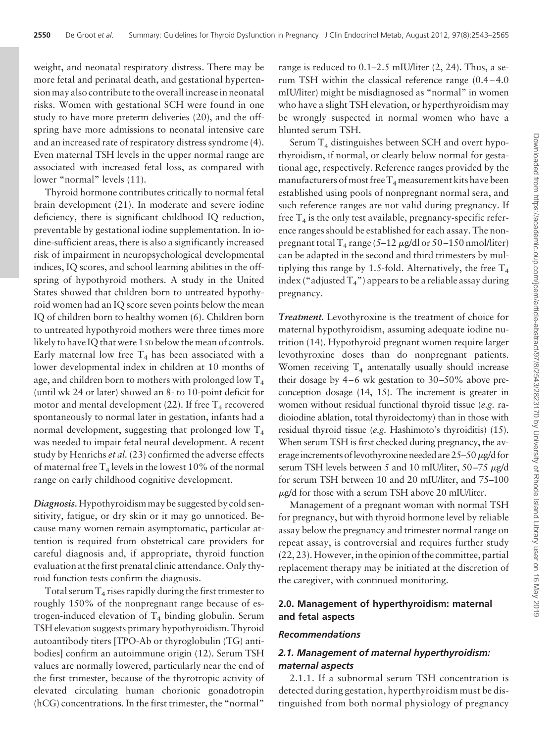weight, and neonatal respiratory distress. There may be more fetal and perinatal death, and gestational hypertension may also contribute to the overall increase in neonatal risks. Women with gestational SCH were found in one study to have more preterm deliveries (20), and the offspring have more admissions to neonatal intensive care and an increased rate of respiratory distress syndrome (4). Even maternal TSH levels in the upper normal range are associated with increased fetal loss, as compared with lower "normal" levels (11).

Thyroid hormone contributes critically to normal fetal brain development (21). In moderate and severe iodine deficiency, there is significant childhood IQ reduction, preventable by gestational iodine supplementation. In iodine-sufficient areas, there is also a significantly increased risk of impairment in neuropsychological developmental indices, IQ scores, and school learning abilities in the offspring of hypothyroid mothers. A study in the United States showed that children born to untreated hypothyroid women had an IQ score seven points below the mean IQ of children born to healthy women (6). Children born to untreated hypothyroid mothers were three times more likely to have IQ that were 1 SD below the mean of controls. Early maternal low free $T_4$ has been associated with a lower developmental index in children at 10 months of age, and children born to mothers with prolonged low $T_4$ (until wk 24 or later) showed an 8- to 10-point deficit for motor and mental development (22). If free $T_4$ recovered spontaneously to normal later in gestation, infants had a normal development, suggesting that prolonged low $T_4$ was needed to impair fetal neural development. A recent study by Henrichs *et al.* (23) confirmed the adverse effects of maternal free $T_4$ levels in the lowest 10% of the normal range on early childhood cognitive development.

***Diagnosis.*** Hypothyroidism may be suggested by cold sensitivity, fatigue, or dry skin or it may go unnoticed. Because many women remain asymptomatic, particular attention is required from obstetrical care providers for careful diagnosis and, if appropriate, thyroid function evaluation at the first prenatal clinic attendance. Only thyroid function tests confirm the diagnosis.

Total serum $T_4$ rises rapidly during the first trimester to roughly 150% of the nonpregnant range because of estrogen-induced elevation of $T_4$ binding globulin. Serum TSH elevation suggests primary hypothyroidism. Thyroid autoantibody titers [TPO-Ab or thyroglobulin (TG) antibodies] confirm an autoimmune origin (12). Serum TSH values are normally lowered, particularly near the end of the first trimester, because of the thyrotropic activity of elevated circulating human chorionic gonadotropin (hCG) concentrations. In the first trimester, the "normal" range is reduced to 0.1–2.5 mIU/liter (2, 24). Thus, a serum TSH within the classical reference range (0.4–4.0 mIU/liter) might be misdiagnosed as "normal" in women who have a slight TSH elevation, or hyperthyroidism may be wrongly suspected in normal women who have a blunted serum TSH.

Serum $T_4$ distinguishes between SCH and overt hypothyroidism, if normal, or clearly below normal for gestational age, respectively. Reference ranges provided by the manufacturers of most free $T_4$ measurement kits have been established using pools of nonpregnant normal sera, and such reference ranges are not valid during pregnancy. If free $T_4$ is the only test available, pregnancy-specific reference ranges should be established for each assay. The nonpregnant total $T_4$ range (5–12 μg/dl or 50–150 nmol/liter) can be adapted in the second and third trimesters by multiplying this range by 1.5-fold. Alternatively, the free $T_4$ index ("adjusted $T_4$") appears to be a reliable assay during pregnancy.

***Treatment.*** Levothyroxine is the treatment of choice for maternal hypothyroidism, assuming adequate iodine nutrition (14). Hypothyroid pregnant women require larger levothyroxine doses than do nonpregnant patients. Women receiving $T_4$ antenatally usually should increase their dosage by 4–6 wk gestation to 30–50% above preconception dosage (14, 15). The increment is greater in women without residual functional thyroid tissue (*e.g.* radioiodine ablation, total thyroidectomy) than in those with residual thyroid tissue (*e.g.* Hashimoto's thyroiditis) (15). When serum TSH is first checked during pregnancy, the average increments of levothyroxine needed are 25–50 μg/d for serum TSH levels between 5 and 10 mIU/liter, 50–75 μg/d for serum TSH between 10 and 20 mIU/liter, and 75–100 μg/d for those with a serum TSH above 20 mIU/liter.

Management of a pregnant woman with normal TSH for pregnancy, but with thyroid hormone level by reliable assay below the pregnancy and trimester normal range on repeat assay, is controversial and requires further study (22, 23). However, in the opinion of the committee, partial replacement therapy may be initiated at the discretion of the caregiver, with continued monitoring.

## 2.0. Management of hyperthyroidism: maternal and fetal aspects

### *Recommendations*

### *2.1. Management of maternal hyperthyroidism: maternal aspects*

2.1.1. If a subnormal serum TSH concentration is detected during gestation, hyperthyroidism must be distinguished from both normal physiology of pregnancy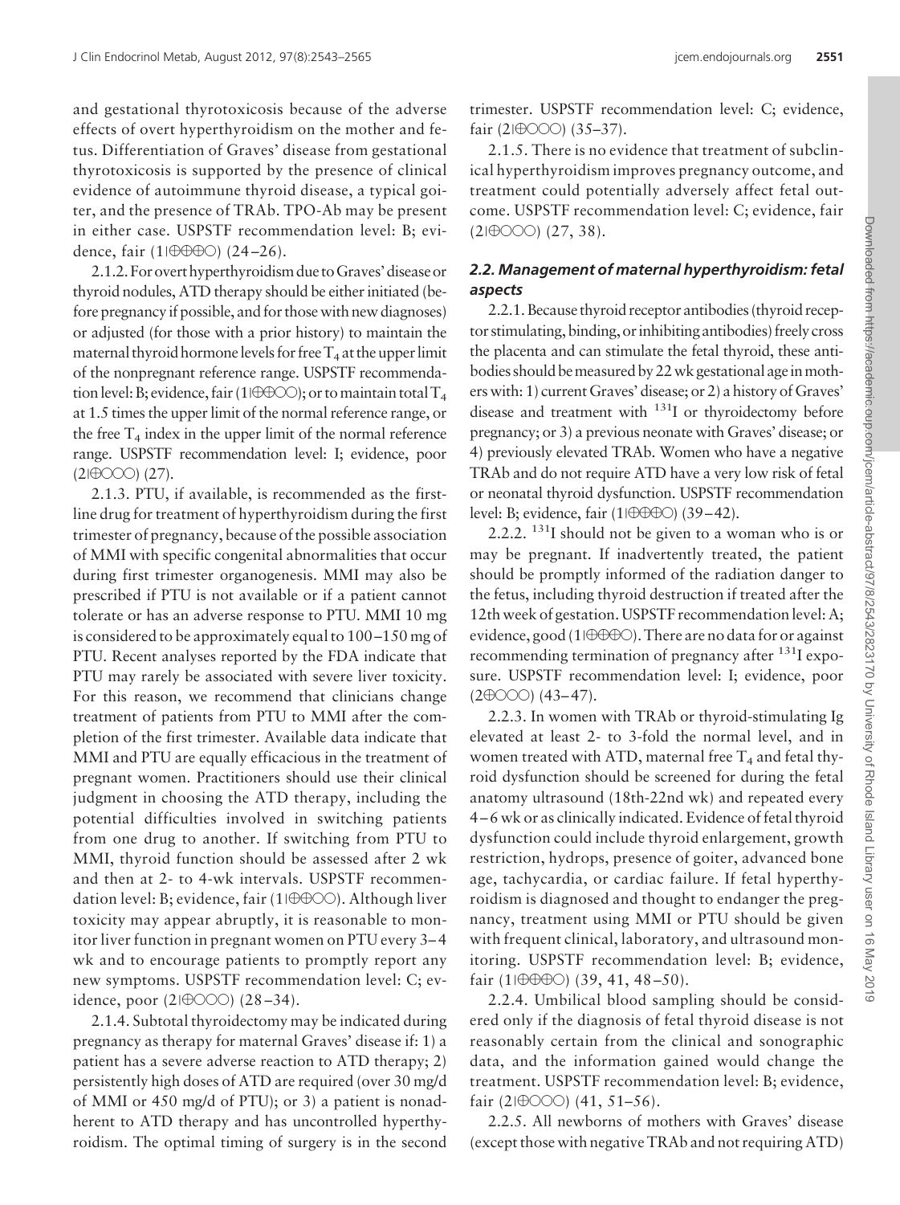and gestational thyrotoxicosis because of the adverse effects of overt hyperthyroidism on the mother and fetus. Differentiation of Graves' disease from gestational thyrotoxicosis is supported by the presence of clinical evidence of autoimmune thyroid disease, a typical goiter, and the presence of TRAb. TPO-Ab may be present in either case. USPSTF recommendation level: B; evidence, fair (1|⊕⊕⊕○) (24–26).

2.1.2. For overt hyperthyroidism due to Graves' disease or thyroid nodules, ATD therapy should be either initiated (before pregnancy if possible, and for those with new diagnoses) or adjusted (for those with a prior history) to maintain the maternal thyroid hormone levels for free $T_4$ at the upper limit of the nonpregnant reference range. USPSTF recommendation level: B; evidence, fair (1|⊕⊕○○); or to maintain total $T_4$ at 1.5 times the upper limit of the normal reference range, or the free $T_4$ index in the upper limit of the normal reference range. USPSTF recommendation level: I; evidence, poor (2|⊕○○○) (27).

2.1.3. PTU, if available, is recommended as the first-line drug for treatment of hyperthyroidism during the first trimester of pregnancy, because of the possible association of MMI with specific congenital abnormalities that occur during first trimester organogenesis. MMI may also be prescribed if PTU is not available or if a patient cannot tolerate or has an adverse response to PTU. MMI 10 mg is considered to be approximately equal to 100–150 mg of PTU. Recent analyses reported by the FDA indicate that PTU may rarely be associated with severe liver toxicity. For this reason, we recommend that clinicians change treatment of patients from PTU to MMI after the completion of the first trimester. Available data indicate that MMI and PTU are equally efficacious in the treatment of pregnant women. Practitioners should use their clinical judgment in choosing the ATD therapy, including the potential difficulties involved in switching patients from one drug to another. If switching from PTU to MMI, thyroid function should be assessed after 2 wk and then at 2- to 4-wk intervals. USPSTF recommendation level: B; evidence, fair (1|⊕⊕○○). Although liver toxicity may appear abruptly, it is reasonable to monitor liver function in pregnant women on PTU every 3–4 wk and to encourage patients to promptly report any new symptoms. USPSTF recommendation level: C; evidence, poor (2|⊕○○○) (28–34).

2.1.4. Subtotal thyroidectomy may be indicated during pregnancy as therapy for maternal Graves' disease if: 1) a patient has a severe adverse reaction to ATD therapy; 2) persistently high doses of ATD are required (over 30 mg/d of MMI or 450 mg/d of PTU); or 3) a patient is nonadherent to ATD therapy and has uncontrolled hyperthyroidism. The optimal timing of surgery is in the second trimester. USPSTF recommendation level: C; evidence, fair (2|⊕○○○) (35–37).

2.1.5. There is no evidence that treatment of subclinical hyperthyroidism improves pregnancy outcome, and treatment could potentially adversely affect fetal outcome. USPSTF recommendation level: C; evidence, fair (2|⊕○○○) (27, 38).

### *2.2. Management of maternal hyperthyroidism: fetal aspects*

2.2.1. Because thyroid receptor antibodies (thyroid receptor stimulating, binding, or inhibiting antibodies) freely cross the placenta and can stimulate the fetal thyroid, these antibodies should be measured by 22 wk gestational age in mothers with: 1) current Graves' disease; or 2) a history of Graves' disease and treatment with $^{131}$I or thyroidectomy before pregnancy; or 3) a previous neonate with Graves' disease; or 4) previously elevated TRAb. Women who have a negative TRAb and do not require ATD have a very low risk of fetal or neonatal thyroid dysfunction. USPSTF recommendation level: B; evidence, fair (1|⊕⊕⊕○) (39–42).

2.2.2. $^{131}$I should not be given to a woman who is or may be pregnant. If inadvertently treated, the patient should be promptly informed of the radiation danger to the fetus, including thyroid destruction if treated after the 12th week of gestation. USPSTF recommendation level: A; evidence, good (1|⊕⊕⊕○). There are no data for or against recommending termination of pregnancy after $^{131}$I exposure. USPSTF recommendation level: I; evidence, poor (2⊕○○○) (43–47).

2.2.3. In women with TRAb or thyroid-stimulating Ig elevated at least 2- to 3-fold the normal level, and in women treated with ATD, maternal free $T_4$ and fetal thyroid dysfunction should be screened for during the fetal anatomy ultrasound (18th-22nd wk) and repeated every 4–6 wk or as clinically indicated. Evidence of fetal thyroid dysfunction could include thyroid enlargement, growth restriction, hydrops, presence of goiter, advanced bone age, tachycardia, or cardiac failure. If fetal hyperthyroidism is diagnosed and thought to endanger the pregnancy, treatment using MMI or PTU should be given with frequent clinical, laboratory, and ultrasound monitoring. USPSTF recommendation level: B; evidence, fair (1|⊕⊕⊕○) (39, 41, 48–50).

2.2.4. Umbilical blood sampling should be considered only if the diagnosis of fetal thyroid disease is not reasonably certain from the clinical and sonographic data, and the information gained would change the treatment. USPSTF recommendation level: B; evidence, fair (2|⊕○○○) (41, 51–56).

2.2.5. All newborns of mothers with Graves' disease (except those with negative TRAb and not requiring ATD)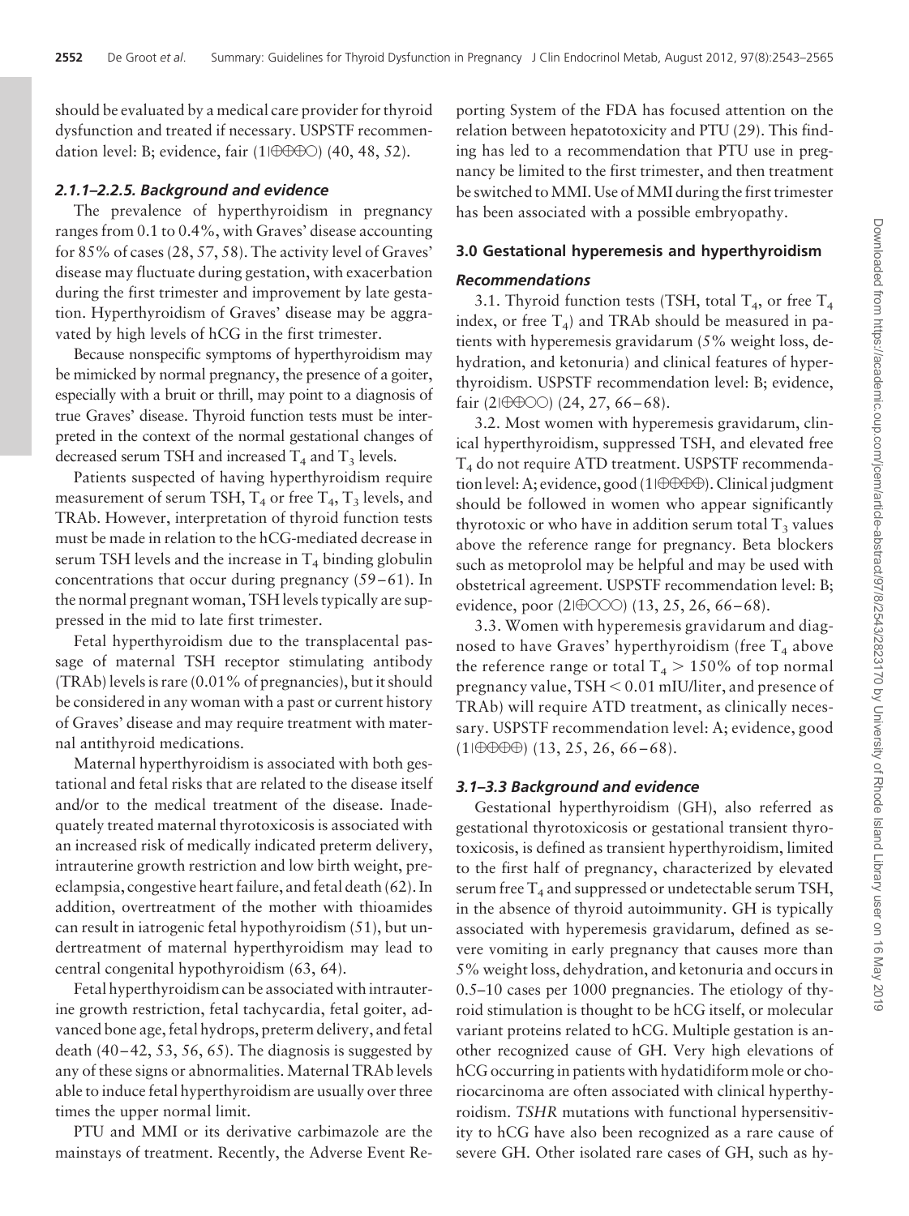should be evaluated by a medical care provider for thyroid dysfunction and treated if necessary. USPSTF recommendation level: B; evidence, fair (1|⊕⊕⊕○) (40, 48, 52).

#### *2.1.1–2.2.5. Background and evidence*

The prevalence of hyperthyroidism in pregnancy ranges from 0.1 to 0.4%, with Graves' disease accounting for 85% of cases (28, 57, 58). The activity level of Graves' disease may fluctuate during gestation, with exacerbation during the first trimester and improvement by late gestation. Hyperthyroidism of Graves' disease may be aggravated by high levels of hCG in the first trimester.

Because nonspecific symptoms of hyperthyroidism may be mimicked by normal pregnancy, the presence of a goiter, especially with a bruit or thrill, may point to a diagnosis of true Graves' disease. Thyroid function tests must be interpreted in the context of the normal gestational changes of decreased serum TSH and increased $T_4$ and $T_3$ levels.

Patients suspected of having hyperthyroidism require measurement of serum TSH, $T_4$ or free $T_4$, $T_3$ levels, and TRAb. However, interpretation of thyroid function tests must be made in relation to the hCG-mediated decrease in serum TSH levels and the increase in $T_4$ binding globulin concentrations that occur during pregnancy (59–61). In the normal pregnant woman, TSH levels typically are suppressed in the mid to late first trimester.

Fetal hyperthyroidism due to the transplacental passage of maternal TSH receptor stimulating antibody (TRAb) levels is rare (0.01% of pregnancies), but it should be considered in any woman with a past or current history of Graves' disease and may require treatment with maternal antithyroid medications.

Maternal hyperthyroidism is associated with both gestational and fetal risks that are related to the disease itself and/or to the medical treatment of the disease. Inadequately treated maternal thyrotoxicosis is associated with an increased risk of medically indicated preterm delivery, intrauterine growth restriction and low birth weight, preeclampsia, congestive heart failure, and fetal death (62). In addition, overtreatment of the mother with thioamides can result in iatrogenic fetal hypothyroidism (51), but undertreatment of maternal hyperthyroidism may lead to central congenital hypothyroidism (63, 64).

Fetal hyperthyroidism can be associated with intrauterine growth restriction, fetal tachycardia, fetal goiter, advanced bone age, fetal hydrops, preterm delivery, and fetal death (40–42, 53, 56, 65). The diagnosis is suggested by any of these signs or abnormalities. Maternal TRAb levels able to induce fetal hyperthyroidism are usually over three times the upper normal limit.

PTU and MMI or its derivative carbimazole are the mainstays of treatment. Recently, the Adverse Event Reporting System of the FDA has focused attention on the relation between hepatotoxicity and PTU (29). This finding has led to a recommendation that PTU use in pregnancy be limited to the first trimester, and then treatment be switched to MMI. Use of MMI during the first trimester has been associated with a possible embryopathy.

### 3.0 Gestational hyperemesis and hyperthyroidism

#### *Recommendations*

3.1. Thyroid function tests (TSH, total $T_4$, or free $T_4$ index, or free $T_4$) and TRAb should be measured in patients with hyperemesis gravidarum (5% weight loss, dehydration, and ketonuria) and clinical features of hyperthyroidism. USPSTF recommendation level: B; evidence, fair (2|⊕⊕○○) (24, 27, 66–68).

3.2. Most women with hyperemesis gravidarum, clinical hyperthyroidism, suppressed TSH, and elevated free $T_4$ do not require ATD treatment. USPSTF recommendation level: A; evidence, good (1|⊕⊕⊕⊕). Clinical judgment should be followed in women who appear significantly thyrotoxic or who have in addition serum total $T_3$ values above the reference range for pregnancy. Beta blockers such as metoprolol may be helpful and may be used with obstetrical agreement. USPSTF recommendation level: B; evidence, poor (2|⊕○○○) (13, 25, 26, 66–68).

3.3. Women with hyperemesis gravidarum and diagnosed to have Graves' hyperthyroidism (free $T_4$ above the reference range or total $T_4 > 150\%$ of top normal pregnancy value, TSH $< 0.01$ mIU/liter, and presence of TRAb) will require ATD treatment, as clinically necessary. USPSTF recommendation level: A; evidence, good (1|⊕⊕⊕⊕) (13, 25, 26, 66–68).

#### *3.1–3.3 Background and evidence*

Gestational hyperthyroidism (GH), also referred as gestational thyrotoxicosis or gestational transient thyrotoxicosis, is defined as transient hyperthyroidism, limited to the first half of pregnancy, characterized by elevated serum free $T_4$ and suppressed or undetectable serum TSH, in the absence of thyroid autoimmunity. GH is typically associated with hyperemesis gravidarum, defined as severe vomiting in early pregnancy that causes more than 5% weight loss, dehydration, and ketonuria and occurs in 0.5–10 cases per 1000 pregnancies. The etiology of thyroid stimulation is thought to be hCG itself, or molecular variant proteins related to hCG. Multiple gestation is another recognized cause of GH. Very high elevations of hCG occurring in patients with hydatidiform mole or choriocarcinoma are often associated with clinical hyperthyroidism. *TSHR* mutations with functional hypersensitivity to hCG have also been recognized as a rare cause of severe GH. Other isolated rare cases of GH, such as hy-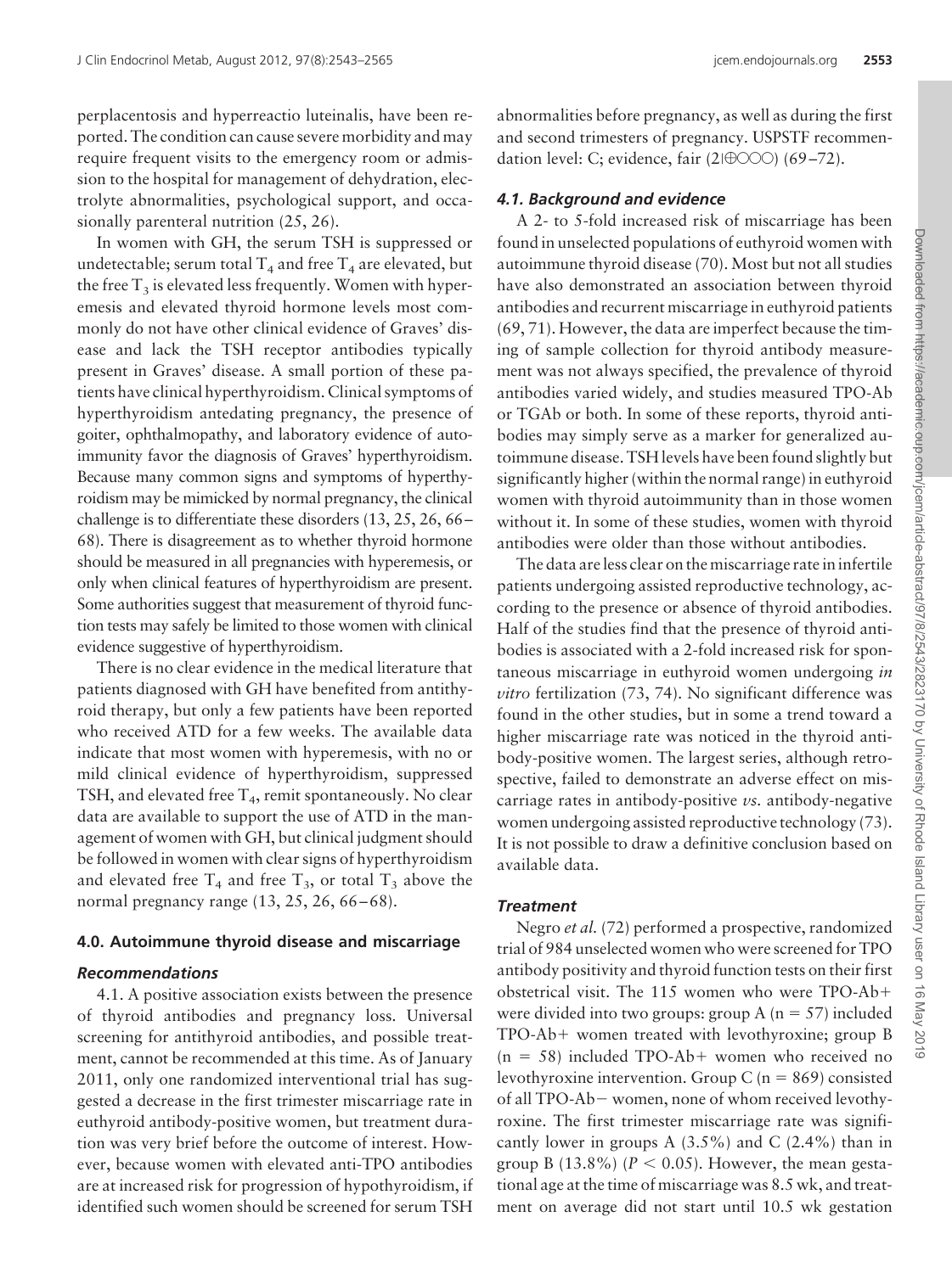perplacentosis and hyperreactio luteinalis, have been reported. The condition can cause severe morbidity and may require frequent visits to the emergency room or admission to the hospital for management of dehydration, electrolyte abnormalities, psychological support, and occasionally parenteral nutrition (25, 26).

In women with GH, the serum TSH is suppressed or undetectable; serum total $T_4$ and free $T_4$ are elevated, but the free $T_3$ is elevated less frequently. Women with hyperemesis and elevated thyroid hormone levels most commonly do not have other clinical evidence of Graves' disease and lack the TSH receptor antibodies typically present in Graves' disease. A small portion of these patients have clinical hyperthyroidism. Clinical symptoms of hyperthyroidism antedating pregnancy, the presence of goiter, ophthalmopathy, and laboratory evidence of autoimmunity favor the diagnosis of Graves' hyperthyroidism. Because many common signs and symptoms of hyperthyroidism may be mimicked by normal pregnancy, the clinical challenge is to differentiate these disorders (13, 25, 26, 66–68). There is disagreement as to whether thyroid hormone should be measured in all pregnancies with hyperemesis, or only when clinical features of hyperthyroidism are present. Some authorities suggest that measurement of thyroid function tests may safely be limited to those women with clinical evidence suggestive of hyperthyroidism.

There is no clear evidence in the medical literature that patients diagnosed with GH have benefited from antithyroid therapy, but only a few patients have been reported who received ATD for a few weeks. The available data indicate that most women with hyperemesis, with no or mild clinical evidence of hyperthyroidism, suppressed TSH, and elevated free $T_4$, remit spontaneously. No clear data are available to support the use of ATD in the management of women with GH, but clinical judgment should be followed in women with clear signs of hyperthyroidism and elevated free $T_4$ and free $T_3$, or total $T_3$ above the normal pregnancy range (13, 25, 26, 66–68).

## 4.0. Autoimmune thyroid disease and miscarriage

### *Recommendations*

4.1. A positive association exists between the presence of thyroid antibodies and pregnancy loss. Universal screening for antithyroid antibodies, and possible treatment, cannot be recommended at this time. As of January 2011, only one randomized interventional trial has suggested a decrease in the first trimester miscarriage rate in euthyroid antibody-positive women, but treatment duration was very brief before the outcome of interest. However, because women with elevated anti-TPO antibodies are at increased risk for progression of hypothyroidism, if identified such women should be screened for serum TSH abnormalities before pregnancy, as well as during the first and second trimesters of pregnancy. USPSTF recommendation level: C; evidence, fair (2|⊕○○○) (69–72).

### *4.1. Background and evidence*

A 2- to 5-fold increased risk of miscarriage has been found in unselected populations of euthyroid women with autoimmune thyroid disease (70). Most but not all studies have also demonstrated an association between thyroid antibodies and recurrent miscarriage in euthyroid patients (69, 71). However, the data are imperfect because the timing of sample collection for thyroid antibody measurement was not always specified, the prevalence of thyroid antibodies varied widely, and studies measured TPO-Ab or TGAb or both. In some of these reports, thyroid antibodies may simply serve as a marker for generalized autoimmune disease. TSH levels have been found slightly but significantly higher (within the normal range) in euthyroid women with thyroid autoimmunity than in those women without it. In some of these studies, women with thyroid antibodies were older than those without antibodies.

The data are less clear on the miscarriage rate in infertile patients undergoing assisted reproductive technology, according to the presence or absence of thyroid antibodies. Half of the studies find that the presence of thyroid antibodies is associated with a 2-fold increased risk for spontaneous miscarriage in euthyroid women undergoing *in vitro* fertilization (73, 74). No significant difference was found in the other studies, but in some a trend toward a higher miscarriage rate was noticed in the thyroid antibody-positive women. The largest series, although retrospective, failed to demonstrate an adverse effect on miscarriage rates in antibody-positive *vs.* antibody-negative women undergoing assisted reproductive technology (73). It is not possible to draw a definitive conclusion based on available data.

### *Treatment*

Negro *et al.* (72) performed a prospective, randomized trial of 984 unselected women who were screened for TPO antibody positivity and thyroid function tests on their first obstetrical visit. The 115 women who were TPO-Ab+ were divided into two groups: group A ($n = 57$) included TPO-Ab+ women treated with levothyroxine; group B ($n = 58$) included TPO-Ab+ women who received no levothyroxine intervention. Group C ($n = 869$) consisted of all TPO-Ab− women, none of whom received levothyroxine. The first trimester miscarriage rate was significantly lower in groups A (3.5%) and C (2.4%) than in group B (13.8%) ($P < 0.05$). However, the mean gestational age at the time of miscarriage was 8.5 wk, and treatment on average did not start until 10.5 wk gestation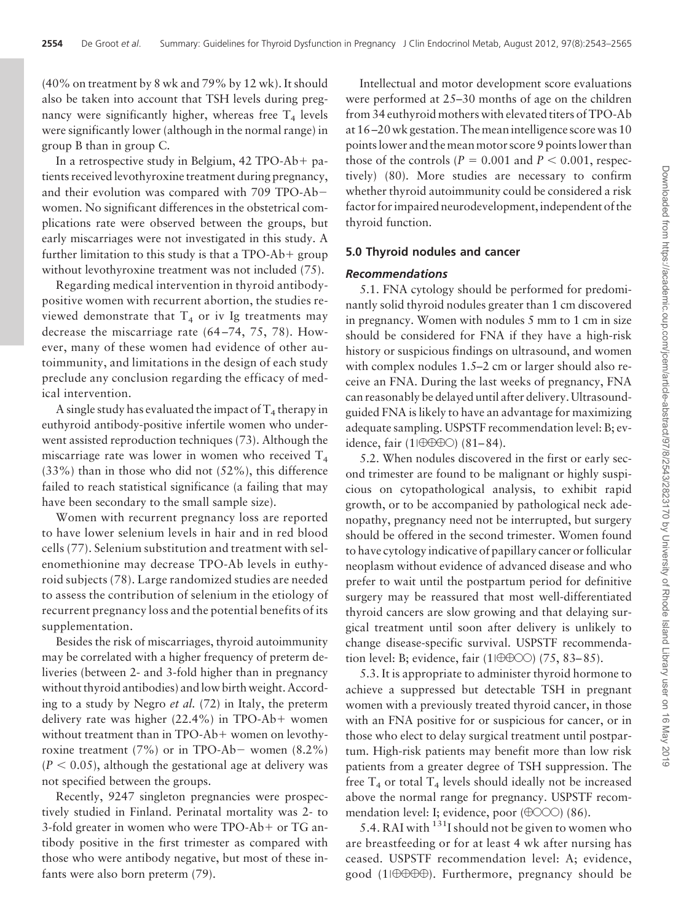(40% on treatment by 8 wk and 79% by 12 wk). It should also be taken into account that TSH levels during pregnancy were significantly higher, whereas free $T_4$ levels were significantly lower (although in the normal range) in group B than in group C.

In a retrospective study in Belgium, 42 TPO-Ab+ patients received levothyroxine treatment during pregnancy, and their evolution was compared with 709 TPO-Ab− women. No significant differences in the obstetrical complications rate were observed between the groups, but early miscarriages were not investigated in this study. A further limitation to this study is that a TPO-Ab+ group without levothyroxine treatment was not included (75).

Regarding medical intervention in thyroid antibody-positive women with recurrent abortion, the studies reviewed demonstrate that $T_4$ or iv Ig treatments may decrease the miscarriage rate (64–74, 75, 78). However, many of these women had evidence of other autoimmunity, and limitations in the design of each study preclude any conclusion regarding the efficacy of medical intervention.

A single study has evaluated the impact of $T_4$ therapy in euthyroid antibody-positive infertile women who underwent assisted reproduction techniques (73). Although the miscarriage rate was lower in women who received $T_4$ (33%) than in those who did not (52%), this difference failed to reach statistical significance (a failing that may have been secondary to the small sample size).

Women with recurrent pregnancy loss are reported to have lower selenium levels in hair and in red blood cells (77). Selenium substitution and treatment with selenomethionine may decrease TPO-Ab levels in euthyroid subjects (78). Large randomized studies are needed to assess the contribution of selenium in the etiology of recurrent pregnancy loss and the potential benefits of its supplementation.

Besides the risk of miscarriages, thyroid autoimmunity may be correlated with a higher frequency of preterm deliveries (between 2- and 3-fold higher than in pregnancy without thyroid antibodies) and low birth weight. According to a study by Negro *et al.* (72) in Italy, the preterm delivery rate was higher (22.4%) in TPO-Ab+ women without treatment than in TPO-Ab+ women on levothyroxine treatment (7%) or in TPO-Ab− women (8.2%) ($P < 0.05$), although the gestational age at delivery was not specified between the groups.

Recently, 9247 singleton pregnancies were prospectively studied in Finland. Perinatal mortality was 2- to 3-fold greater in women who were TPO-Ab+ or TG antibody positive in the first trimester as compared with those who were antibody negative, but most of these infants were also born preterm (79).

Intellectual and motor development score evaluations were performed at 25–30 months of age on the children from 34 euthyroid mothers with elevated titers of TPO-Ab at 16–20 wk gestation. The mean intelligence score was 10 points lower and the mean motor score 9 points lower than those of the controls ($P = 0.001$ and $P < 0.001$, respectively) (80). More studies are necessary to confirm whether thyroid autoimmunity could be considered a risk factor for impaired neurodevelopment, independent of the thyroid function.

## 5.0 Thyroid nodules and cancer

### *Recommendations*

5.1. FNA cytology should be performed for predominantly solid thyroid nodules greater than 1 cm discovered in pregnancy. Women with nodules 5 mm to 1 cm in size should be considered for FNA if they have a high-risk history or suspicious findings on ultrasound, and women with complex nodules 1.5–2 cm or larger should also receive an FNA. During the last weeks of pregnancy, FNA can reasonably be delayed until after delivery. Ultrasound-guided FNA is likely to have an advantage for maximizing adequate sampling. USPSTF recommendation level: B; evidence, fair (1|⊕⊕⊕○) (81–84).

5.2. When nodules discovered in the first or early second trimester are found to be malignant or highly suspicious on cytopathological analysis, to exhibit rapid growth, or to be accompanied by pathological neck adenopathy, pregnancy need not be interrupted, but surgery should be offered in the second trimester. Women found to have cytology indicative of papillary cancer or follicular neoplasm without evidence of advanced disease and who prefer to wait until the postpartum period for definitive surgery may be reassured that most well-differentiated thyroid cancers are slow growing and that delaying surgical treatment until soon after delivery is unlikely to change disease-specific survival. USPSTF recommendation level: B; evidence, fair (1|⊕⊕○○) (75, 83–85).

5.3. It is appropriate to administer thyroid hormone to achieve a suppressed but detectable TSH in pregnant women with a previously treated thyroid cancer, in those with an FNA positive for or suspicious for cancer, or in those who elect to delay surgical treatment until postpartum. High-risk patients may benefit more than low risk patients from a greater degree of TSH suppression. The free $T_4$ or total $T_4$ levels should ideally not be increased above the normal range for pregnancy. USPSTF recommendation level: I; evidence, poor (⊕○○○) (86).

5.4. RAI with $^{131}$I should not be given to women who are breastfeeding or for at least 4 wk after nursing has ceased. USPSTF recommendation level: A; evidence, good (1|⊕⊕⊕⊕). Furthermore, pregnancy should be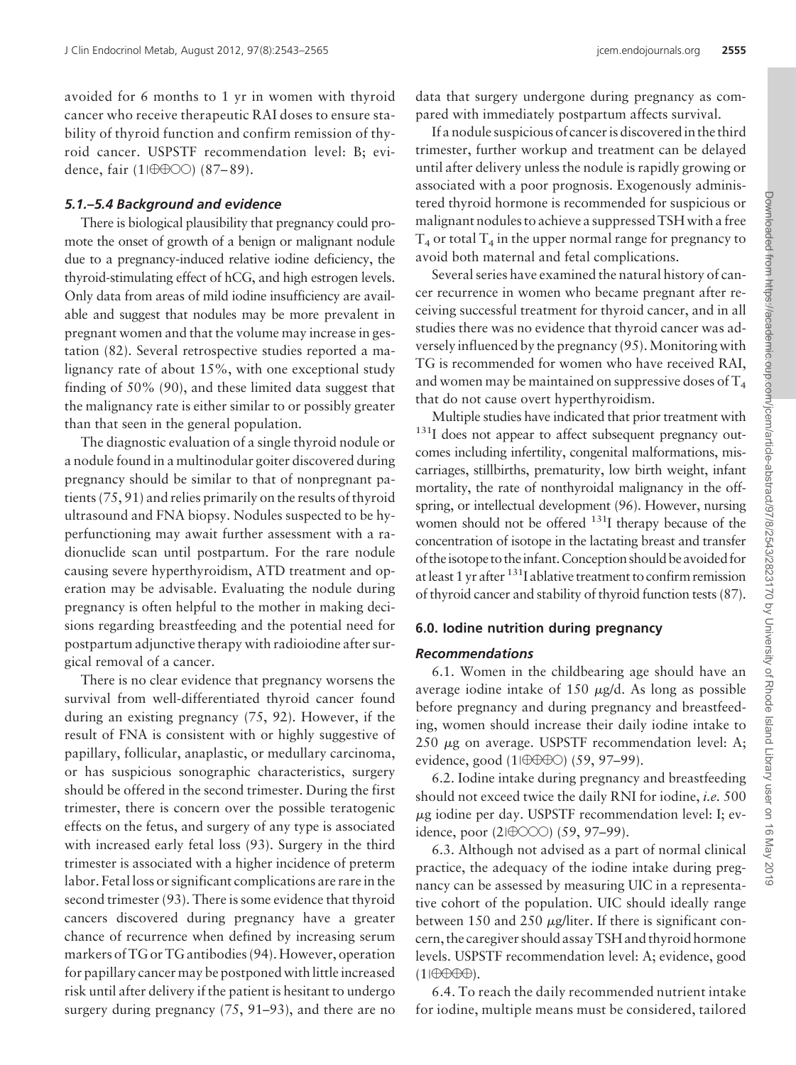avoided for 6 months to 1 yr in women with thyroid cancer who receive therapeutic RAI doses to ensure stability of thyroid function and confirm remission of thyroid cancer. USPSTF recommendation level: B; evidence, fair (1|⊕⊕○○) (87–89).

### 5.1.–5.4 Background and evidence

There is biological plausibility that pregnancy could promote the onset of growth of a benign or malignant nodule due to a pregnancy-induced relative iodine deficiency, the thyroid-stimulating effect of hCG, and high estrogen levels. Only data from areas of mild iodine insufficiency are available and suggest that nodules may be more prevalent in pregnant women and that the volume may increase in gestation (82). Several retrospective studies reported a malignancy rate of about 15%, with one exceptional study finding of 50% (90), and these limited data suggest that the malignancy rate is either similar to or possibly greater than that seen in the general population.

The diagnostic evaluation of a single thyroid nodule or a nodule found in a multinodular goiter discovered during pregnancy should be similar to that of nonpregnant patients (75, 91) and relies primarily on the results of thyroid ultrasound and FNA biopsy. Nodules suspected to be hyperfunctioning may await further assessment with a radionuclide scan until postpartum. For the rare nodule causing severe hyperthyroidism, ATD treatment and operation may be advisable. Evaluating the nodule during pregnancy is often helpful to the mother in making decisions regarding breastfeeding and the potential need for postpartum adjunctive therapy with radioiodine after surgical removal of a cancer.

There is no clear evidence that pregnancy worsens the survival from well-differentiated thyroid cancer found during an existing pregnancy (75, 92). However, if the result of FNA is consistent with or highly suggestive of papillary, follicular, anaplastic, or medullary carcinoma, or has suspicious sonographic characteristics, surgery should be offered in the second trimester. During the first trimester, there is concern over the possible teratogenic effects on the fetus, and surgery of any type is associated with increased early fetal loss (93). Surgery in the third trimester is associated with a higher incidence of preterm labor. Fetal loss or significant complications are rare in the second trimester (93). There is some evidence that thyroid cancers discovered during pregnancy have a greater chance of recurrence when defined by increasing serum markers of TG or TG antibodies (94). However, operation for papillary cancer may be postponed with little increased risk until after delivery if the patient is hesitant to undergo surgery during pregnancy (75, 91–93), and there are no data that surgery undergone during pregnancy as compared with immediately postpartum affects survival.

If a nodule suspicious of cancer is discovered in the third trimester, further workup and treatment can be delayed until after delivery unless the nodule is rapidly growing or associated with a poor prognosis. Exogenously administered thyroid hormone is recommended for suspicious or malignant nodules to achieve a suppressed TSH with a free $T_4$ or total $T_4$ in the upper normal range for pregnancy to avoid both maternal and fetal complications.

Several series have examined the natural history of cancer recurrence in women who became pregnant after receiving successful treatment for thyroid cancer, and in all studies there was no evidence that thyroid cancer was adversely influenced by the pregnancy (95). Monitoring with TG is recommended for women who have received RAI, and women may be maintained on suppressive doses of $T_4$ that do not cause overt hyperthyroidism.

Multiple studies have indicated that prior treatment with $^{131}I$ does not appear to affect subsequent pregnancy outcomes including infertility, congenital malformations, miscarriages, stillbirths, prematurity, low birth weight, infant mortality, the rate of nonthyroidal malignancy in the offspring, or intellectual development (96). However, nursing women should not be offered $^{131}I$ therapy because of the concentration of isotope in the lactating breast and transfer of the isotope to the infant. Conception should be avoided for at least 1 yr after $^{131}I$ ablative treatment to confirm remission of thyroid cancer and stability of thyroid function tests (87).

## 6.0. Iodine nutrition during pregnancy

### Recommendations

6.1. Women in the childbearing age should have an average iodine intake of 150 μg/d. As long as possible before pregnancy and during pregnancy and breastfeeding, women should increase their daily iodine intake to 250 μg on average. USPSTF recommendation level: A; evidence, good (1|⊕⊕⊕○) (59, 97–99).

6.2. Iodine intake during pregnancy and breastfeeding should not exceed twice the daily RNI for iodine, *i.e.* 500 μg iodine per day. USPSTF recommendation level: I; evidence, poor (2|⊕○○○) (59, 97–99).

6.3. Although not advised as a part of normal clinical practice, the adequacy of the iodine intake during pregnancy can be assessed by measuring UIC in a representative cohort of the population. UIC should ideally range between 150 and 250 μg/liter. If there is significant concern, the caregiver should assay TSH and thyroid hormone levels. USPSTF recommendation level: A; evidence, good (1|⊕⊕⊕⊕).

6.4. To reach the daily recommended nutrient intake for iodine, multiple means must be considered, tailored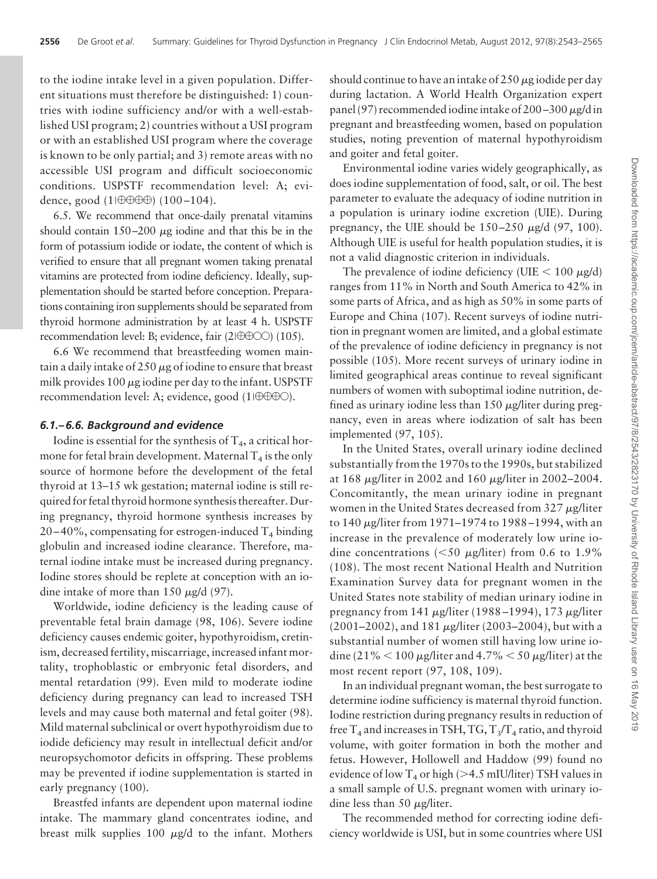to the iodine intake level in a given population. Different situations must therefore be distinguished: 1) countries with iodine sufficiency and/or with a well-established USI program; 2) countries without a USI program or with an established USI program where the coverage is known to be only partial; and 3) remote areas with no accessible USI program and difficult socioeconomic conditions. USPSTF recommendation level: A; evidence, good (1|⊕⊕⊕⊕) (100–104).

6.5. We recommend that once-daily prenatal vitamins should contain 150–200 μg iodine and that this be in the form of potassium iodide or iodate, the content of which is verified to ensure that all pregnant women taking prenatal vitamins are protected from iodine deficiency. Ideally, supplementation should be started before conception. Preparations containing iron supplements should be separated from thyroid hormone administration by at least 4 h. USPSTF recommendation level: B; evidence, fair (2|⊕⊕○○) (105).

6.6 We recommend that breastfeeding women maintain a daily intake of 250 μg of iodine to ensure that breast milk provides 100 μg iodine per day to the infant. USPSTF recommendation level: A; evidence, good (1|⊕⊕⊕○).

### *6.1.–6.6. Background and evidence*

Iodine is essential for the synthesis of $T_4$, a critical hormone for fetal brain development. Maternal $T_4$ is the only source of hormone before the development of the fetal thyroid at 13–15 wk gestation; maternal iodine is still required for fetal thyroid hormone synthesis thereafter. During pregnancy, thyroid hormone synthesis increases by 20–40%, compensating for estrogen-induced $T_4$ binding globulin and increased iodine clearance. Therefore, maternal iodine intake must be increased during pregnancy. Iodine stores should be replete at conception with an iodine intake of more than 150 μg/d (97).

Worldwide, iodine deficiency is the leading cause of preventable fetal brain damage (98, 106). Severe iodine deficiency causes endemic goiter, hypothyroidism, cretinism, decreased fertility, miscarriage, increased infant mortality, trophoblastic or embryonic fetal disorders, and mental retardation (99). Even mild to moderate iodine deficiency during pregnancy can lead to increased TSH levels and may cause both maternal and fetal goiter (98). Mild maternal subclinical or overt hypothyroidism due to iodide deficiency may result in intellectual deficit and/or neuropsychomotor deficits in offspring. These problems may be prevented if iodine supplementation is started in early pregnancy (100).

Breastfed infants are dependent upon maternal iodine intake. The mammary gland concentrates iodine, and breast milk supplies 100 μg/d to the infant. Mothers should continue to have an intake of 250 μg iodide per day during lactation. A World Health Organization expert panel (97) recommended iodine intake of 200–300 μg/d in pregnant and breastfeeding women, based on population studies, noting prevention of maternal hypothyroidism and goiter and fetal goiter.

Environmental iodine varies widely geographically, as does iodine supplementation of food, salt, or oil. The best parameter to evaluate the adequacy of iodine nutrition in a population is urinary iodine excretion (UIE). During pregnancy, the UIE should be 150–250 μg/d (97, 100). Although UIE is useful for health population studies, it is not a valid diagnostic criterion in individuals.

The prevalence of iodine deficiency (UIE < 100 μg/d) ranges from 11% in North and South America to 42% in some parts of Africa, and as high as 50% in some parts of Europe and China (107). Recent surveys of iodine nutrition in pregnant women are limited, and a global estimate of the prevalence of iodine deficiency in pregnancy is not possible (105). More recent surveys of urinary iodine in limited geographical areas continue to reveal significant numbers of women with suboptimal iodine nutrition, defined as urinary iodine less than 150 μg/liter during pregnancy, even in areas where iodization of salt has been implemented (97, 105).

In the United States, overall urinary iodine declined substantially from the 1970s to the 1990s, but stabilized at 168 μg/liter in 2002 and 160 μg/liter in 2002–2004. Concomitantly, the mean urinary iodine in pregnant women in the United States decreased from 327 μg/liter to 140 μg/liter from 1971–1974 to 1988–1994, with an increase in the prevalence of moderately low urine iodine concentrations (<50 μg/liter) from 0.6 to 1.9% (108). The most recent National Health and Nutrition Examination Survey data for pregnant women in the United States note stability of median urinary iodine in pregnancy from 141 μg/liter (1988–1994), 173 μg/liter (2001–2002), and 181 μg/liter (2003–2004), but with a substantial number of women still having low urine iodine (21% < 100 μg/liter and 4.7% < 50 μg/liter) at the most recent report (97, 108, 109).

In an individual pregnant woman, the best surrogate to determine iodine sufficiency is maternal thyroid function. Iodine restriction during pregnancy results in reduction of free $T_4$ and increases in TSH, TG, $T_3/T_4$ ratio, and thyroid volume, with goiter formation in both the mother and fetus. However, Hollowell and Haddow (99) found no evidence of low $T_4$ or high (>4.5 mIU/liter) TSH values in a small sample of U.S. pregnant women with urinary iodine less than 50 μg/liter.

The recommended method for correcting iodine deficiency worldwide is USI, but in some countries where USI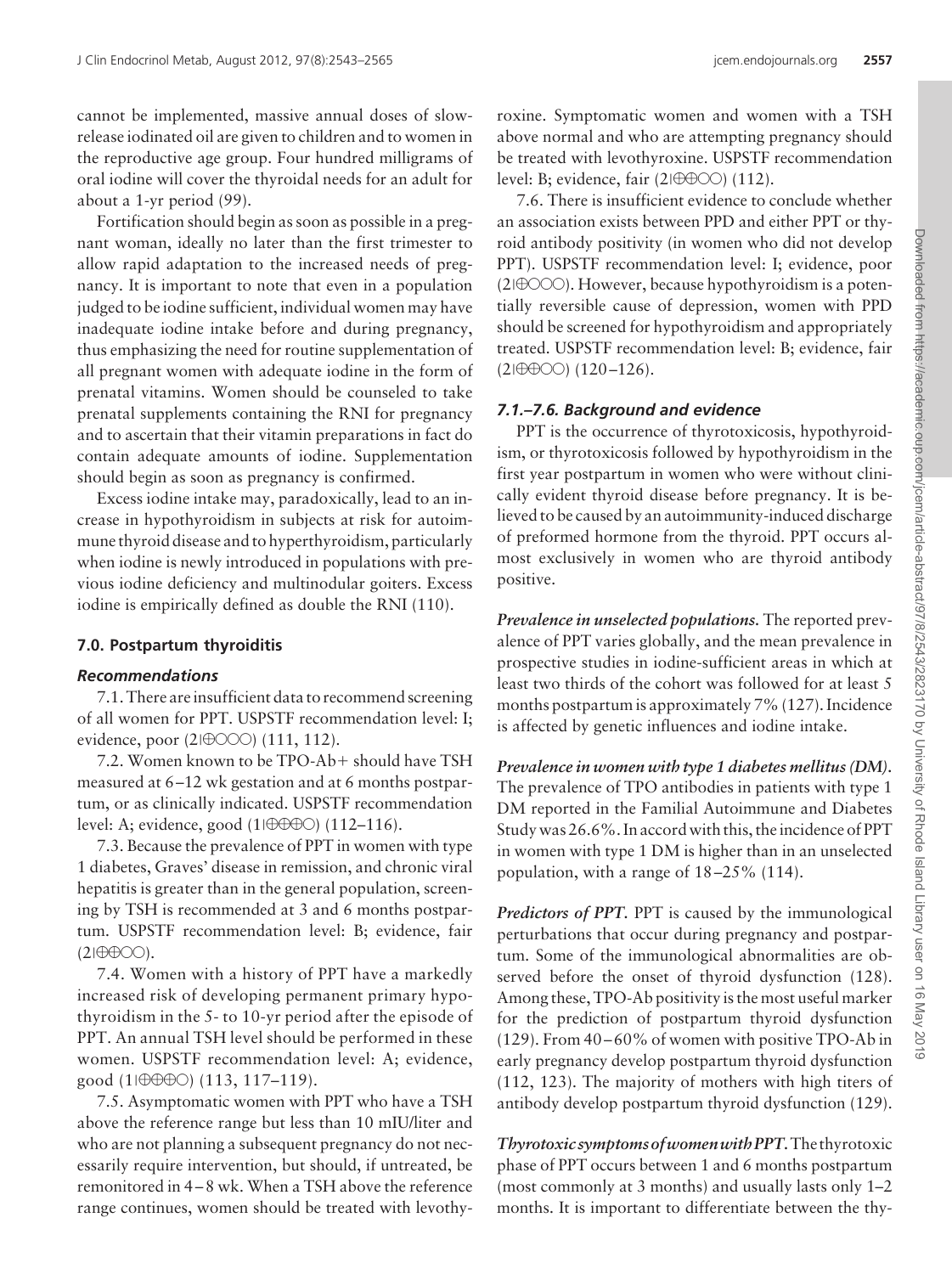cannot be implemented, massive annual doses of slow-release iodinated oil are given to children and to women in the reproductive age group. Four hundred milligrams of oral iodine will cover the thyroidal needs for an adult for about a 1-yr period (99).

Fortification should begin as soon as possible in a pregnant woman, ideally no later than the first trimester to allow rapid adaptation to the increased needs of pregnancy. It is important to note that even in a population judged to be iodine sufficient, individual women may have inadequate iodine intake before and during pregnancy, thus emphasizing the need for routine supplementation of all pregnant women with adequate iodine in the form of prenatal vitamins. Women should be counseled to take prenatal supplements containing the RNI for pregnancy and to ascertain that their vitamin preparations in fact do contain adequate amounts of iodine. Supplementation should begin as soon as pregnancy is confirmed.

Excess iodine intake may, paradoxically, lead to an increase in hypothyroidism in subjects at risk for autoimmune thyroid disease and to hyperthyroidism, particularly when iodine is newly introduced in populations with previous iodine deficiency and multinodular goiters. Excess iodine is empirically defined as double the RNI (110).

## 7.0. Postpartum thyroiditis

### Recommendations

7.1. There are insufficient data to recommend screening of all women for PPT. USPSTF recommendation level: I; evidence, poor (2|⊕○○○) (111, 112).

7.2. Women known to be TPO-Ab+ should have TSH measured at 6–12 wk gestation and at 6 months postpartum, or as clinically indicated. USPSTF recommendation level: A; evidence, good (1|⊕⊕⊕○) (112–116).

7.3. Because the prevalence of PPT in women with type 1 diabetes, Graves' disease in remission, and chronic viral hepatitis is greater than in the general population, screening by TSH is recommended at 3 and 6 months postpartum. USPSTF recommendation level: B; evidence, fair (2|⊕⊕○○).

7.4. Women with a history of PPT have a markedly increased risk of developing permanent primary hypothyroidism in the 5- to 10-yr period after the episode of PPT. An annual TSH level should be performed in these women. USPSTF recommendation level: A; evidence, good (1|⊕⊕⊕○) (113, 117–119).

7.5. Asymptomatic women with PPT who have a TSH above the reference range but less than 10 mIU/liter and who are not planning a subsequent pregnancy do not necessarily require intervention, but should, if untreated, be remonitored in 4–8 wk. When a TSH above the reference range continues, women should be treated with levothyroxine. Symptomatic women and women with a TSH above normal and who are attempting pregnancy should be treated with levothyroxine. USPSTF recommendation level: B; evidence, fair (2|⊕⊕○○) (112).

7.6. There is insufficient evidence to conclude whether an association exists between PPD and either PPT or thyroid antibody positivity (in women who did not develop PPT). USPSTF recommendation level: I; evidence, poor (2|⊕○○○). However, because hypothyroidism is a potentially reversible cause of depression, women with PPD should be screened for hypothyroidism and appropriately treated. USPSTF recommendation level: B; evidence, fair (2|⊕⊕○○) (120–126).

### 7.1.–7.6. Background and evidence

PPT is the occurrence of thyrotoxicosis, hypothyroidism, or thyrotoxicosis followed by hypothyroidism in the first year postpartum in women who were without clinically evident thyroid disease before pregnancy. It is believed to be caused by an autoimmunity-induced discharge of preformed hormone from the thyroid. PPT occurs almost exclusively in women who are thyroid antibody positive.

***Prevalence in unselected populations.*** The reported prevalence of PPT varies globally, and the mean prevalence in prospective studies in iodine-sufficient areas in which at least two thirds of the cohort was followed for at least 5 months postpartum is approximately 7% (127). Incidence is affected by genetic influences and iodine intake.

***Prevalence in women with type 1 diabetes mellitus (DM).*** The prevalence of TPO antibodies in patients with type 1 DM reported in the Familial Autoimmune and Diabetes Study was 26.6%. In accord with this, the incidence of PPT in women with type 1 DM is higher than in an unselected population, with a range of 18–25% (114).

***Predictors of PPT.*** PPT is caused by the immunological perturbations that occur during pregnancy and postpartum. Some of the immunological abnormalities are observed before the onset of thyroid dysfunction (128). Among these, TPO-Ab positivity is the most useful marker for the prediction of postpartum thyroid dysfunction (129). From 40–60% of women with positive TPO-Ab in early pregnancy develop postpartum thyroid dysfunction (112, 123). The majority of mothers with high titers of antibody develop postpartum thyroid dysfunction (129).

***Thyrotoxic symptoms of women with PPT.*** The thyrotoxic phase of PPT occurs between 1 and 6 months postpartum (most commonly at 3 months) and usually lasts only 1–2 months. It is important to differentiate between the thy-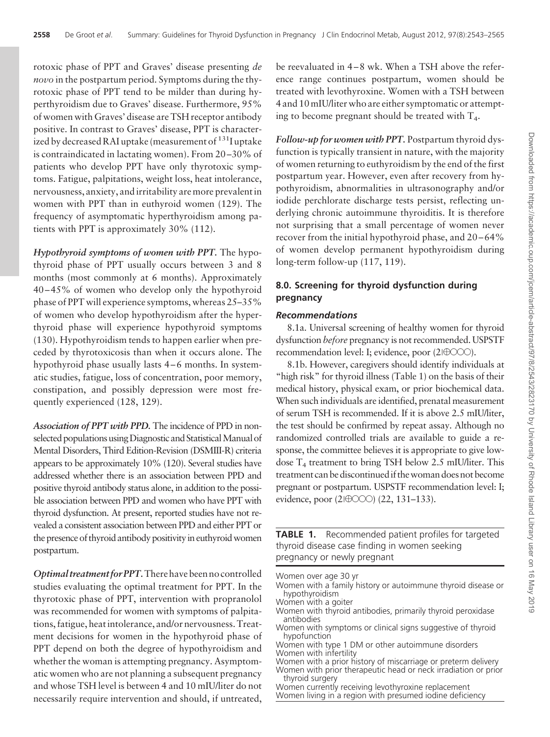rotoxic phase of PPT and Graves' disease presenting *de novo* in the postpartum period. Symptoms during the thyrotoxic phase of PPT tend to be milder than during hyperthyroidism due to Graves' disease. Furthermore, 95% of women with Graves' disease are TSH receptor antibody positive. In contrast to Graves' disease, PPT is characterized by decreased RAI uptake (measurement of $^{131}$I uptake is contraindicated in lactating women). From 20–30% of patients who develop PPT have only thyrotoxic symptoms. Fatigue, palpitations, weight loss, heat intolerance, nervousness, anxiety, and irritability are more prevalent in women with PPT than in euthyroid women (129). The frequency of asymptomatic hyperthyroidism among patients with PPT is approximately 30% (112).

***Hypothyroid symptoms of women with PPT.*** The hypothyroid phase of PPT usually occurs between 3 and 8 months (most commonly at 6 months). Approximately 40–45% of women who develop only the hypothyroid phase of PPT will experience symptoms, whereas 25–35% of women who develop hypothyroidism after the hyperthyroid phase will experience hypothyroid symptoms (130). Hypothyroidism tends to happen earlier when preceded by thyrotoxicosis than when it occurs alone. The hypothyroid phase usually lasts 4–6 months. In systematic studies, fatigue, loss of concentration, poor memory, constipation, and possibly depression were most frequently experienced (128, 129).

***Association of PPT with PPD.*** The incidence of PPD in nonselected populations using Diagnostic and Statistical Manual of Mental Disorders, Third Edition-Revision (DSMIII-R) criteria appears to be approximately 10% (120). Several studies have addressed whether there is an association between PPD and positive thyroid antibody status alone, in addition to the possible association between PPD and women who have PPT with thyroid dysfunction. At present, reported studies have not revealed a consistent association between PPD and either PPT or the presence of thyroid antibody positivity in euthyroid women postpartum.

***Optimal treatment for PPT.*** There have been no controlled studies evaluating the optimal treatment for PPT. In the thyrotoxic phase of PPT, intervention with propranolol was recommended for women with symptoms of palpitations, fatigue, heat intolerance, and/or nervousness. Treatment decisions for women in the hypothyroid phase of PPT depend on both the degree of hypothyroidism and whether the woman is attempting pregnancy. Asymptomatic women who are not planning a subsequent pregnancy and whose TSH level is between 4 and 10 mIU/liter do not necessarily require intervention and should, if untreated, be reevaluated in 4–8 wk. When a TSH above the reference range continues postpartum, women should be treated with levothyroxine. Women with a TSH between 4 and 10 mIU/liter who are either symptomatic or attempting to become pregnant should be treated with $T_4$.

***Follow-up for women with PPT.*** Postpartum thyroid dysfunction is typically transient in nature, with the majority of women returning to euthyroidism by the end of the first postpartum year. However, even after recovery from hypothyroidism, abnormalities in ultrasonography and/or iodide perchlorate discharge tests persist, reflecting underlying chronic autoimmune thyroiditis. It is therefore not surprising that a small percentage of women never recover from the initial hypothyroid phase, and 20–64% of women develop permanent hypothyroidism during long-term follow-up (117, 119).

## 8.0. Screening for thyroid dysfunction during pregnancy

### *Recommendations*

8.1a. Universal screening of healthy women for thyroid dysfunction *before* pregnancy is not recommended. USPSTF recommendation level: I; evidence, poor (2|⊕○○○).

8.1b. However, caregivers should identify individuals at "high risk" for thyroid illness (Table 1) on the basis of their medical history, physical exam, or prior biochemical data. When such individuals are identified, prenatal measurement of serum TSH is recommended. If it is above 2.5 mIU/liter, the test should be confirmed by repeat assay. Although no randomized controlled trials are available to guide a response, the committee believes it is appropriate to give low-dose $T_4$ treatment to bring TSH below 2.5 mIU/liter. This treatment can be discontinued if the woman does not become pregnant or postpartum. USPSTF recommendation level: I; evidence, poor (2|⊕○○○) (22, 131–133).

**TABLE 1.** Recommended patient profiles for targeted thyroid disease case finding in women seeking pregnancy or newly pregnant

| |
|---|
| Women over age 30 yr |
| Women with a family history or autoimmune thyroid disease or hypothyroidism |
| Women with a goiter |
| Women with thyroid antibodies, primarily thyroid peroxidase antibodies |
| Women with symptoms or clinical signs suggestive of thyroid hypofunction |
| Women with type 1 DM or other autoimmune disorders |
| Women with infertility |
| Women with a prior history of miscarriage or preterm delivery |
| Women with prior therapeutic head or neck irradiation or prior thyroid surgery |
| Women currently receiving levothyroxine replacement |
| Women living in a region with presumed iodine deficiency |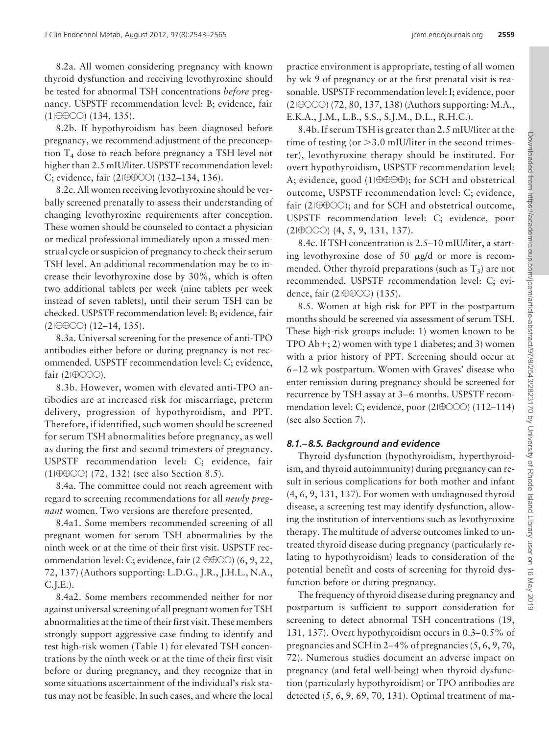8.2a. All women considering pregnancy with known thyroid dysfunction and receiving levothyroxine should be tested for abnormal TSH concentrations *before* pregnancy. USPSTF recommendation level: B; evidence, fair (1|⊕⊕○○) (134, 135).

8.2b. If hypothyroidism has been diagnosed before pregnancy, we recommend adjustment of the preconception $T_4$ dose to reach before pregnancy a TSH level not higher than 2.5 mIU/liter. USPSTF recommendation level: C; evidence, fair (2|⊕⊕○○) (132–134, 136).

8.2c. All women receiving levothyroxine should be verbally screened prenatally to assess their understanding of changing levothyroxine requirements after conception. These women should be counseled to contact a physician or medical professional immediately upon a missed menstrual cycle or suspicion of pregnancy to check their serum TSH level. An additional recommendation may be to increase their levothyroxine dose by 30%, which is often two additional tablets per week (nine tablets per week instead of seven tablets), until their serum TSH can be checked. USPSTF recommendation level: B; evidence, fair (2|⊕⊕○○) (12–14, 135).

8.3a. Universal screening for the presence of anti-TPO antibodies either before or during pregnancy is not recommended. USPSTF recommendation level: C; evidence, fair (2|⊕○○○).

8.3b. However, women with elevated anti-TPO antibodies are at increased risk for miscarriage, preterm delivery, progression of hypothyroidism, and PPT. Therefore, if identified, such women should be screened for serum TSH abnormalities before pregnancy, as well as during the first and second trimesters of pregnancy. USPSTF recommendation level: C; evidence, fair (1|⊕⊕○○) (72, 132) (see also Section 8.5).

8.4a. The committee could not reach agreement with regard to screening recommendations for all *newly pregnant* women. Two versions are therefore presented.

8.4a1. Some members recommended screening of all pregnant women for serum TSH abnormalities by the ninth week or at the time of their first visit. USPSTF recommendation level: C; evidence, fair (2|⊕⊕○○) (6, 9, 22, 72, 137) (Authors supporting: L.D.G., J.R., J.H.L., N.A., C.J.E.).

8.4a2. Some members recommended neither for nor against universal screening of all pregnant women for TSH abnormalities at the time of their first visit. These members strongly support aggressive case finding to identify and test high-risk women (Table 1) for elevated TSH concentrations by the ninth week or at the time of their first visit before or during pregnancy, and they recognize that in some situations ascertainment of the individual's risk status may not be feasible. In such cases, and where the local practice environment is appropriate, testing of all women by wk 9 of pregnancy or at the first prenatal visit is reasonable. USPSTF recommendation level: I; evidence, poor (2|⊕○○○) (72, 80, 137, 138) (Authors supporting: M.A., E.K.A., J.M., L.B., S.S., S.J.M., D.L., R.H.C.).

8.4b. If serum TSH is greater than 2.5 mIU/liter at the time of testing (or >3.0 mIU/liter in the second trimester), levothyroxine therapy should be instituted. For overt hypothyroidism, USPSTF recommendation level: A; evidence, good (1|⊕⊕⊕⊕); for SCH and obstetrical outcome, USPSTF recommendation level: C; evidence, fair (2|⊕⊕○○); and for SCH and obstetrical outcome, USPSTF recommendation level: C; evidence, poor (2|⊕○○○) (4, 5, 9, 131, 137).

8.4c. If TSH concentration is 2.5–10 mIU/liter, a starting levothyroxine dose of 50 μg/d or more is recommended. Other thyroid preparations (such as $T_3$) are not recommended. USPSTF recommendation level: C; evidence, fair (2|⊕⊕○○) (135).

8.5. Women at high risk for PPT in the postpartum months should be screened via assessment of serum TSH. These high-risk groups include: 1) women known to be TPO Ab+; 2) women with type 1 diabetes; and 3) women with a prior history of PPT. Screening should occur at 6–12 wk postpartum. Women with Graves' disease who enter remission during pregnancy should be screened for recurrence by TSH assay at 3–6 months. USPSTF recommendation level: C; evidence, poor (2|⊕○○○) (112–114) (see also Section 7).

### 8.1.–8.5. Background and evidence

Thyroid dysfunction (hypothyroidism, hyperthyroidism, and thyroid autoimmunity) during pregnancy can result in serious complications for both mother and infant (4, 6, 9, 131, 137). For women with undiagnosed thyroid disease, a screening test may identify dysfunction, allowing the institution of interventions such as levothyroxine therapy. The multitude of adverse outcomes linked to untreated thyroid disease during pregnancy (particularly relating to hypothyroidism) leads to consideration of the potential benefit and costs of screening for thyroid dysfunction before or during pregnancy.

The frequency of thyroid disease during pregnancy and postpartum is sufficient to support consideration for screening to detect abnormal TSH concentrations (19, 131, 137). Overt hypothyroidism occurs in 0.3–0.5% of pregnancies and SCH in 2–4% of pregnancies (5, 6, 9, 70, 72). Numerous studies document an adverse impact on pregnancy (and fetal well-being) when thyroid dysfunction (particularly hypothyroidism) or TPO antibodies are detected (5, 6, 9, 69, 70, 131). Optimal treatment of ma-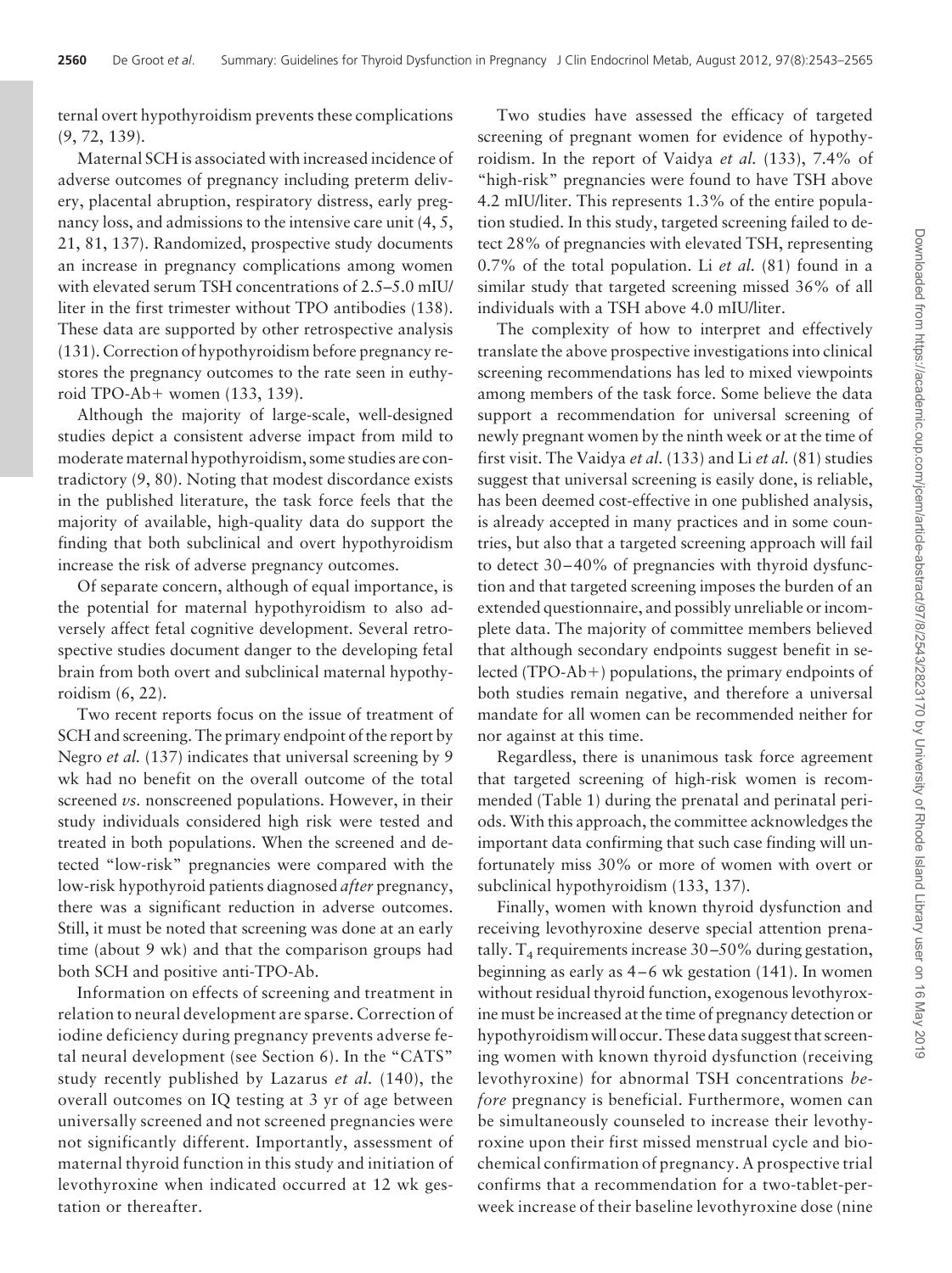ternal overt hypothyroidism prevents these complications (9, 72, 139).

Maternal SCH is associated with increased incidence of adverse outcomes of pregnancy including preterm delivery, placental abruption, respiratory distress, early pregnancy loss, and admissions to the intensive care unit (4, 5, 21, 81, 137). Randomized, prospective study documents an increase in pregnancy complications among women with elevated serum TSH concentrations of 2.5–5.0 mIU/liter in the first trimester without TPO antibodies (138). These data are supported by other retrospective analysis (131). Correction of hypothyroidism before pregnancy restores the pregnancy outcomes to the rate seen in euthyroid TPO-Ab+ women (133, 139).

Although the majority of large-scale, well-designed studies depict a consistent adverse impact from mild to moderate maternal hypothyroidism, some studies are contradictory (9, 80). Noting that modest discordance exists in the published literature, the task force feels that the majority of available, high-quality data do support the finding that both subclinical and overt hypothyroidism increase the risk of adverse pregnancy outcomes.

Of separate concern, although of equal importance, is the potential for maternal hypothyroidism to also adversely affect fetal cognitive development. Several retrospective studies document danger to the developing fetal brain from both overt and subclinical maternal hypothyroidism (6, 22).

Two recent reports focus on the issue of treatment of SCH and screening. The primary endpoint of the report by Negro *et al.* (137) indicates that universal screening by 9 wk had no benefit on the overall outcome of the total screened *vs.* nonscreened populations. However, in their study individuals considered high risk were tested and treated in both populations. When the screened and detected "low-risk" pregnancies were compared with the low-risk hypothyroid patients diagnosed *after* pregnancy, there was a significant reduction in adverse outcomes. Still, it must be noted that screening was done at an early time (about 9 wk) and that the comparison groups had both SCH and positive anti-TPO-Ab.

Information on effects of screening and treatment in relation to neural development are sparse. Correction of iodine deficiency during pregnancy prevents adverse fetal neural development (see Section 6). In the "CATS" study recently published by Lazarus *et al.* (140), the overall outcomes on IQ testing at 3 yr of age between universally screened and not screened pregnancies were not significantly different. Importantly, assessment of maternal thyroid function in this study and initiation of levothyroxine when indicated occurred at 12 wk gestation or thereafter.

Two studies have assessed the efficacy of targeted screening of pregnant women for evidence of hypothyroidism. In the report of Vaidya *et al.* (133), 7.4% of "high-risk" pregnancies were found to have TSH above 4.2 mIU/liter. This represents 1.3% of the entire population studied. In this study, targeted screening failed to detect 28% of pregnancies with elevated TSH, representing 0.7% of the total population. Li *et al.* (81) found in a similar study that targeted screening missed 36% of all individuals with a TSH above 4.0 mIU/liter.

The complexity of how to interpret and effectively translate the above prospective investigations into clinical screening recommendations has led to mixed viewpoints among members of the task force. Some believe the data support a recommendation for universal screening of newly pregnant women by the ninth week or at the time of first visit. The Vaidya *et al.* (133) and Li *et al.* (81) studies suggest that universal screening is easily done, is reliable, has been deemed cost-effective in one published analysis, is already accepted in many practices and in some countries, but also that a targeted screening approach will fail to detect 30–40% of pregnancies with thyroid dysfunction and that targeted screening imposes the burden of an extended questionnaire, and possibly unreliable or incomplete data. The majority of committee members believed that although secondary endpoints suggest benefit in selected (TPO-Ab+) populations, the primary endpoints of both studies remain negative, and therefore a universal mandate for all women can be recommended neither for nor against at this time.

Regardless, there is unanimous task force agreement that targeted screening of high-risk women is recommended (Table 1) during the prenatal and perinatal periods. With this approach, the committee acknowledges the important data confirming that such case finding will unfortunately miss 30% or more of women with overt or subclinical hypothyroidism (133, 137).

Finally, women with known thyroid dysfunction and receiving levothyroxine deserve special attention prenatally. $T_4$ requirements increase 30–50% during gestation, beginning as early as 4–6 wk gestation (141). In women without residual thyroid function, exogenous levothyroxine must be increased at the time of pregnancy detection or hypothyroidism will occur. These data suggest that screening women with known thyroid dysfunction (receiving levothyroxine) for abnormal TSH concentrations *before* pregnancy is beneficial. Furthermore, women can be simultaneously counseled to increase their levothyroxine upon their first missed menstrual cycle and biochemical confirmation of pregnancy. A prospective trial confirms that a recommendation for a two-tablet-per-week increase of their baseline levothyroxine dose (nine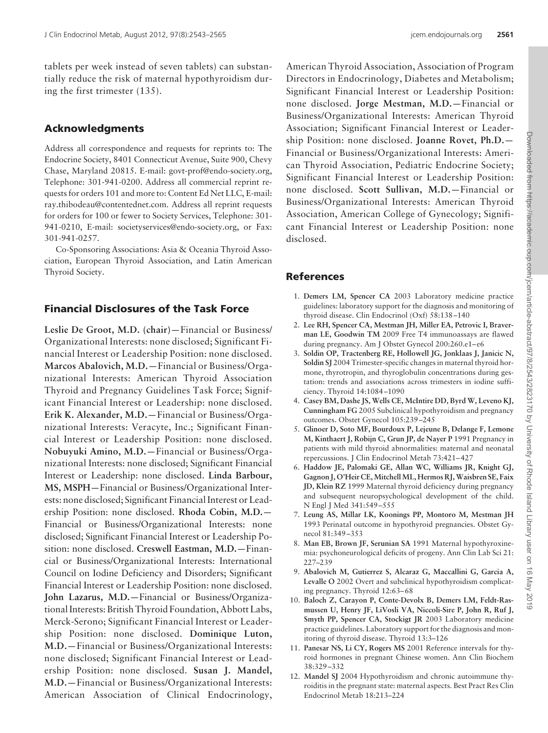tablets per week instead of seven tablets) can substantially reduce the risk of maternal hypothyroidism during the first trimester (135).

## Acknowledgments

Address all correspondence and requests for reprints to: The Endocrine Society, 8401 Connecticut Avenue, Suite 900, Chevy Chase, Maryland 20815. E-mail: govt-prof@endo-society.org, Telephone: 301-941-0200. Address all commercial reprint requests for orders 101 and more to: Content Ed Net LLC, E-mail: ray.thibodeau@contentednet.com. Address all reprint requests for orders for 100 or fewer to Society Services, Telephone: 301-941-0210, E-mail: societyservices@endo-society.org, or Fax: 301-941-0257.

Co-Sponsoring Associations: Asia & Oceania Thyroid Association, European Thyroid Association, and Latin American Thyroid Society.

## Financial Disclosures of the Task Force

**Leslie De Groot, M.D. (chair)**—Financial or Business/Organizational Interests: none disclosed; Significant Financial Interest or Leadership Position: none disclosed. **Marcos Abalovich, M.D.**—Financial or Business/Organizational Interests: American Thyroid Association Thyroid and Pregnancy Guidelines Task Force; Significant Financial Interest or Leadership: none disclosed. **Erik K. Alexander, M.D.**—Financial or Business/Organizational Interests: Veracyte, Inc.; Significant Financial Interest or Leadership Position: none disclosed. **Nobuyuki Amino, M.D.**—Financial or Business/Organizational Interests: none disclosed; Significant Financial Interest or Leadership: none disclosed. **Linda Barbour, MS, MSPH**—Financial or Business/Organizational Interests: none disclosed; Significant Financial Interest or Leadership Position: none disclosed. **Rhoda Cobin, M.D.**—Financial or Business/Organizational Interests: none disclosed; Significant Financial Interest or Leadership Position: none disclosed. **Creswell Eastman, M.D.**—Financial or Business/Organizational Interests: International Council on Iodine Deficiency and Disorders; Significant Financial Interest or Leadership Position: none disclosed. **John Lazarus, M.D.**—Financial or Business/Organizational Interests: British Thyroid Foundation, Abbott Labs, Merck-Serono; Significant Financial Interest or Leadership Position: none disclosed. **Dominique Luton, M.D.**—Financial or Business/Organizational Interests: none disclosed; Significant Financial Interest or Leadership Position: none disclosed. **Susan J. Mandel, M.D.**—Financial or Business/Organizational Interests: American Association of Clinical Endocrinology, American Thyroid Association, Association of Program Directors in Endocrinology, Diabetes and Metabolism; Significant Financial Interest or Leadership Position: none disclosed. **Jorge Mestman, M.D.**—Financial or Business/Organizational Interests: American Thyroid Association; Significant Financial Interest or Leadership Position: none disclosed. **Joanne Rovet, Ph.D.**—Financial or Business/Organizational Interests: American Thyroid Association, Pediatric Endocrine Society; Significant Financial Interest or Leadership Position: none disclosed. **Scott Sullivan, M.D.**—Financial or Business/Organizational Interests: American Thyroid Association, American College of Gynecology; Significant Financial Interest or Leadership Position: none disclosed.

## References

1. **Demers LM, Spencer CA** 2003 Laboratory medicine practice guidelines: laboratory support for the diagnosis and monitoring of thyroid disease. Clin Endocrinol (Oxf) 58:138–140
2. **Lee RH, Spencer CA, Mestman JH, Miller EA, Petrovic I, Braverman LE, Goodwin TM** 2009 Free T4 immunoassays are flawed during pregnancy. Am J Obstet Gynecol 200:260.e1–e6
3. **Soldin OP, Tractenberg RE, Hollowell JG, Jonklaas J, Janicic N, Soldin SJ** 2004 Trimester-specific changes in maternal thyroid hormone, thyrotropin, and thyroglobulin concentrations during gestation: trends and associations across trimesters in iodine sufficiency. Thyroid 14:1084–1090
4. **Casey BM, Dashe JS, Wells CE, McIntire DD, Byrd W, Leveno KJ, Cunningham FG** 2005 Subclinical hypothyroidism and pregnancy outcomes. Obstet Gynecol 105:239–245
5. **Glinoer D, Soto MF, Bourdoux P, Lejeune B, Delange F, Lemone M, Kinthaert J, Robijn C, Grun JP, de Nayer P** 1991 Pregnancy in patients with mild thyroid abnormalities: maternal and neonatal repercussions. J Clin Endocrinol Metab 73:421–427
6. **Haddow JE, Palomaki GE, Allan WC, Williams JR, Knight GJ, Gagnon J, O'Heir CE, Mitchell ML, Hermos RJ, Waisbren SE, Faix JD, Klein RZ** 1999 Maternal thyroid deficiency during pregnancy and subsequent neuropsychological development of the child. N Engl J Med 341:549–555
7. **Leung AS, Millar LK, Koonings PP, Montoro M, Mestman JH** 1993 Perinatal outcome in hypothyroid pregnancies. Obstet Gynecol 81:349–353
8. **Man EB, Brown JF, Serunian SA** 1991 Maternal hypothyroxinemia: psychoneurological deficits of progeny. Ann Clin Lab Sci 21: 227–239
9. **Abalovich M, Gutierrez S, Alcaraz G, Maccallini G, Garcia A, Levalle O** 2002 Overt and subclinical hypothyroidism complicating pregnancy. Thyroid 12:63–68
10. **Baloch Z, Carayon P, Conte-Devolx B, Demers LM, Feldt-Rasmussen U, Henry JF, LiVosli VA, Niccoli-Sire P, John R, Ruf J, Smyth PP, Spencer CA, Stockigt JR** 2003 Laboratory medicine practice guidelines. Laboratory support for the diagnosis and monitoring of thyroid disease. Thyroid 13:3–126
11. **Panesar NS, Li CY, Rogers MS** 2001 Reference intervals for thyroid hormones in pregnant Chinese women. Ann Clin Biochem 38:329–332
12. **Mandel SJ** 2004 Hypothyroidism and chronic autoimmune thyroiditis in the pregnant state: maternal aspects. Best Pract Res Clin Endocrinol Metab 18:213–224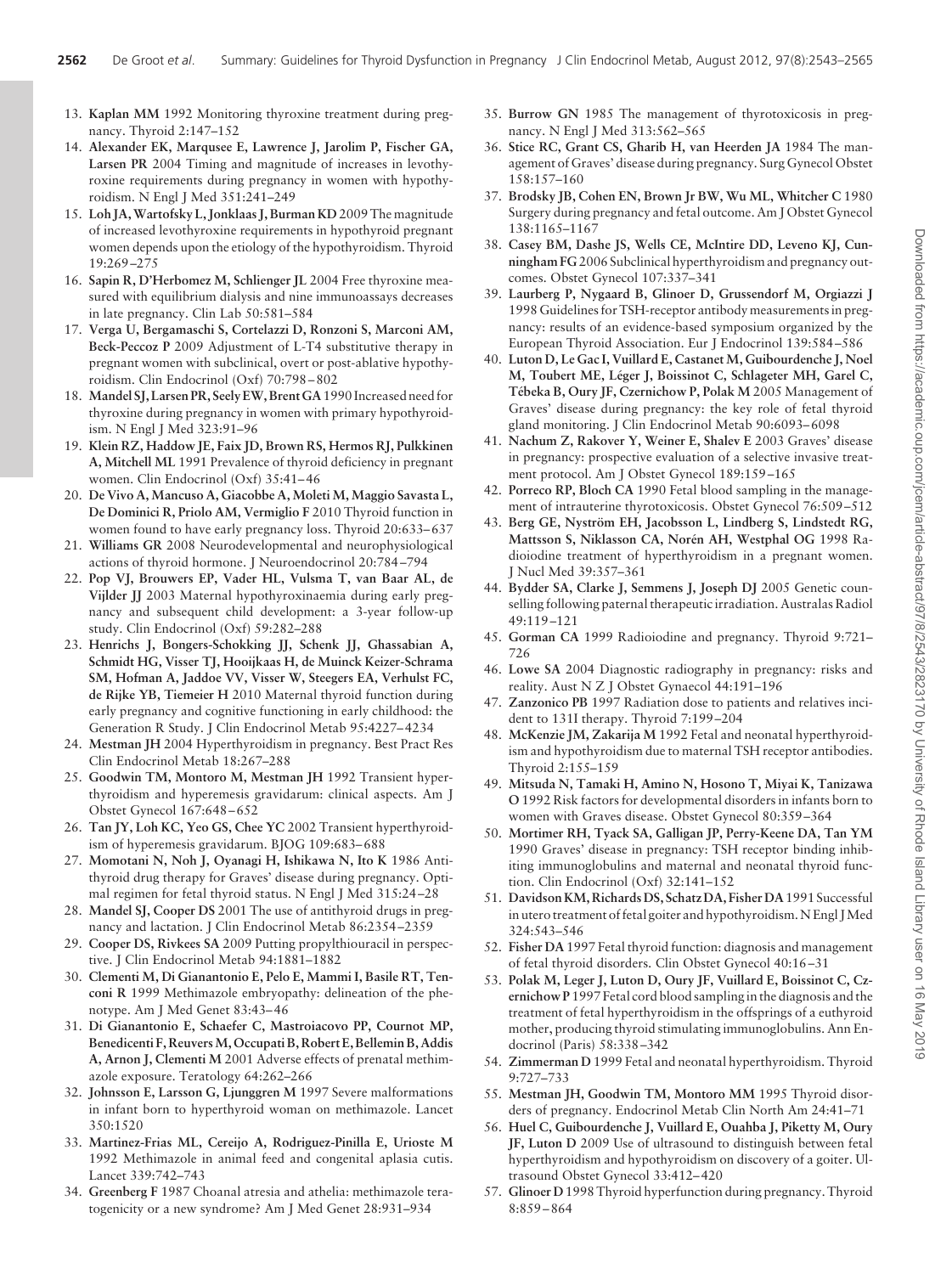13. **Kaplan MM** 1992 Monitoring thyroxine treatment during pregnancy. Thyroid 2:147–152
14. **Alexander EK, Marqusee E, Lawrence J, Jarolim P, Fischer GA, Larsen PR** 2004 Timing and magnitude of increases in levothyroxine requirements during pregnancy in women with hypothyroidism. N Engl J Med 351:241–249
15. **Loh JA, Wartofsky L, Jonklaas J, Burman KD** 2009 The magnitude of increased levothyroxine requirements in hypothyroid pregnant women depends upon the etiology of the hypothyroidism. Thyroid 19:269–275
16. **Sapin R, D'Herbomez M, Schlienger JL** 2004 Free thyroxine measured with equilibrium dialysis and nine immunoassays decreases in late pregnancy. Clin Lab 50:581–584
17. **Verga U, Bergamaschi S, Cortelazzi D, Ronzoni S, Marconi AM, Beck-Peccoz P** 2009 Adjustment of L-T4 substitutive therapy in pregnant women with subclinical, overt or post-ablative hypothyroidism. Clin Endocrinol (Oxf) 70:798–802
18. **Mandel SJ, Larsen PR, Seely EW, Brent GA** 1990 Increased need for thyroxine during pregnancy in women with primary hypothyroidism. N Engl J Med 323:91–96
19. **Klein RZ, Haddow JE, Faix JD, Brown RS, Hermos RJ, Pulkkinen A, Mitchell ML** 1991 Prevalence of thyroid deficiency in pregnant women. Clin Endocrinol (Oxf) 35:41–46
20. **De Vivo A, Mancuso A, Giacobbe A, Moleti M, Maggio Savasta L, De Dominici R, Priolo AM, Vermiglio F** 2010 Thyroid function in women found to have early pregnancy loss. Thyroid 20:633–637
21. **Williams GR** 2008 Neurodevelopmental and neurophysiological actions of thyroid hormone. J Neuroendocrinol 20:784–794
22. **Pop VJ, Brouwers EP, Vader HL, Vulsma T, van Baar AL, de Vijlder JJ** 2003 Maternal hypothyroxinaemia during early pregnancy and subsequent child development: a 3-year follow-up study. Clin Endocrinol (Oxf) 59:282–288
23. **Henrichs J, Bongers-Schokking JJ, Schenk JJ, Ghassabian A, Schmidt HG, Visser TJ, Hooijkaas H, de Muinck Keizer-Schrama SM, Hofman A, Jaddoe VV, Visser W, Steegers EA, Verhulst FC, de Rijke YB, Tiemeier H** 2010 Maternal thyroid function during early pregnancy and cognitive functioning in early childhood: the Generation R Study. J Clin Endocrinol Metab 95:4227–4234
24. **Mestman JH** 2004 Hyperthyroidism in pregnancy. Best Pract Res Clin Endocrinol Metab 18:267–288
25. **Goodwin TM, Montoro M, Mestman JH** 1992 Transient hyperthyroidism and hyperemesis gravidarum: clinical aspects. Am J Obstet Gynecol 167:648–652
26. **Tan JY, Loh KC, Yeo GS, Chee YC** 2002 Transient hyperthyroidism of hyperemesis gravidarum. BJOG 109:683–688
27. **Momotani N, Noh J, Oyanagi H, Ishikawa N, Ito K** 1986 Antithyroid drug therapy for Graves' disease during pregnancy. Optimal regimen for fetal thyroid status. N Engl J Med 315:24–28
28. **Mandel SJ, Cooper DS** 2001 The use of antithyroid drugs in pregnancy and lactation. J Clin Endocrinol Metab 86:2354–2359
29. **Cooper DS, Rivkees SA** 2009 Putting propylthiouracil in perspective. J Clin Endocrinol Metab 94:1881–1882
30. **Clementi M, Di Gianantonio E, Pelo E, Mammi I, Basile RT, Tenconi R** 1999 Methimazole embryopathy: delineation of the phenotype. Am J Med Genet 83:43–46
31. **Di Gianantonio E, Schaefer C, Mastroiacovo PP, Cournot MP, Benedicenti F, Reuvers M, Occupati B, Robert E, Bellemin B, Addis A, Arnon J, Clementi M** 2001 Adverse effects of prenatal methimazole exposure. Teratology 64:262–266
32. **Johnsson E, Larsson G, Ljunggren M** 1997 Severe malformations in infant born to hyperthyroid woman on methimazole. Lancet 350:1520
33. **Martinez-Frias ML, Cereijo A, Rodriguez-Pinilla E, Urioste M** 1992 Methimazole in animal feed and congenital aplasia cutis. Lancet 339:742–743
34. **Greenberg F** 1987 Choanal atresia and athelia: methimazole teratogenicity or a new syndrome? Am J Med Genet 28:931–934
35. **Burrow GN** 1985 The management of thyrotoxicosis in pregnancy. N Engl J Med 313:562–565
36. **Stice RC, Grant CS, Gharib H, van Heerden JA** 1984 The management of Graves' disease during pregnancy. Surg Gynecol Obstet 158:157–160
37. **Brodsky JB, Cohen EN, Brown Jr BW, Wu ML, Whitcher C** 1980 Surgery during pregnancy and fetal outcome. Am J Obstet Gynecol 138:1165–1167
38. **Casey BM, Dashe JS, Wells CE, McIntire DD, Leveno KJ, Cunningham FG** 2006 Subclinical hyperthyroidism and pregnancy outcomes. Obstet Gynecol 107:337–341
39. **Laurberg P, Nygaard B, Glinoer D, Grussendorf M, Orgiazzi J** 1998 Guidelines for TSH-receptor antibody measurements in pregnancy: results of an evidence-based symposium organized by the European Thyroid Association. Eur J Endocrinol 139:584–586
40. **Luton D, Le Gac I, Vuillard E, Castanet M, Guibourdenche J, Noel M, Toubert ME, Léger J, Boissinot C, Schlageter MH, Garel C, Tébeka B, Oury JF, Czernichow P, Polak M** 2005 Management of Graves' disease during pregnancy: the key role of fetal thyroid gland monitoring. J Clin Endocrinol Metab 90:6093–6098
41. **Nachum Z, Rakover Y, Weiner E, Shalev E** 2003 Graves' disease in pregnancy: prospective evaluation of a selective invasive treatment protocol. Am J Obstet Gynecol 189:159–165
42. **Porreco RP, Bloch CA** 1990 Fetal blood sampling in the management of intrauterine thyrotoxicosis. Obstet Gynecol 76:509–512
43. **Berg GE, Nyström EH, Jacobsson L, Lindberg S, Lindstedt RG, Mattsson S, Niklasson CA, Norén AH, Westphal OG** 1998 Radioiodine treatment of hyperthyroidism in a pregnant women. J Nucl Med 39:357–361
44. **Bydder SA, Clarke J, Semmens J, Joseph DJ** 2005 Genetic counselling following paternal therapeutic irradiation. Australas Radiol 49:119–121
45. **Gorman CA** 1999 Radioiodine and pregnancy. Thyroid 9:721–726
46. **Lowe SA** 2004 Diagnostic radiography in pregnancy: risks and reality. Aust N Z J Obstet Gynaecol 44:191–196
47. **Zanzonico PB** 1997 Radiation dose to patients and relatives incident to 131I therapy. Thyroid 7:199–204
48. **McKenzie JM, Zakarija M** 1992 Fetal and neonatal hyperthyroidism and hypothyroidism due to maternal TSH receptor antibodies. Thyroid 2:155–159
49. **Mitsuda N, Tamaki H, Amino N, Hosono T, Miyai K, Tanizawa O** 1992 Risk factors for developmental disorders in infants born to women with Graves disease. Obstet Gynecol 80:359–364
50. **Mortimer RH, Tyack SA, Galligan JP, Perry-Keene DA, Tan YM** 1990 Graves' disease in pregnancy: TSH receptor binding inhibiting immunoglobulins and maternal and neonatal thyroid function. Clin Endocrinol (Oxf) 32:141–152
51. **Davidson KM, Richards DS, Schatz DA, Fisher DA** 1991 Successful in utero treatment of fetal goiter and hypothyroidism. N Engl J Med 324:543–546
52. **Fisher DA** 1997 Fetal thyroid function: diagnosis and management of fetal thyroid disorders. Clin Obstet Gynecol 40:16–31
53. **Polak M, Leger J, Luton D, Oury JF, Vuillard E, Boissinot C, Czernichow P** 1997 Fetal cord blood sampling in the diagnosis and the treatment of fetal hyperthyroidism in the offsprings of a euthyroid mother, producing thyroid stimulating immunoglobulins. Ann Endocrinol (Paris) 58:338–342
54. **Zimmerman D** 1999 Fetal and neonatal hyperthyroidism. Thyroid 9:727–733
55. **Mestman JH, Goodwin TM, Montoro MM** 1995 Thyroid disorders of pregnancy. Endocrinol Metab Clin North Am 24:41–71
56. **Huel C, Guibourdenche J, Vuillard E, Ouahba J, Piketty M, Oury JF, Luton D** 2009 Use of ultrasound to distinguish between fetal hyperthyroidism and hypothyroidism on discovery of a goiter. Ultrasound Obstet Gynecol 33:412–420
57. **Glinoer D** 1998 Thyroid hyperfunction during pregnancy. Thyroid 8:859–864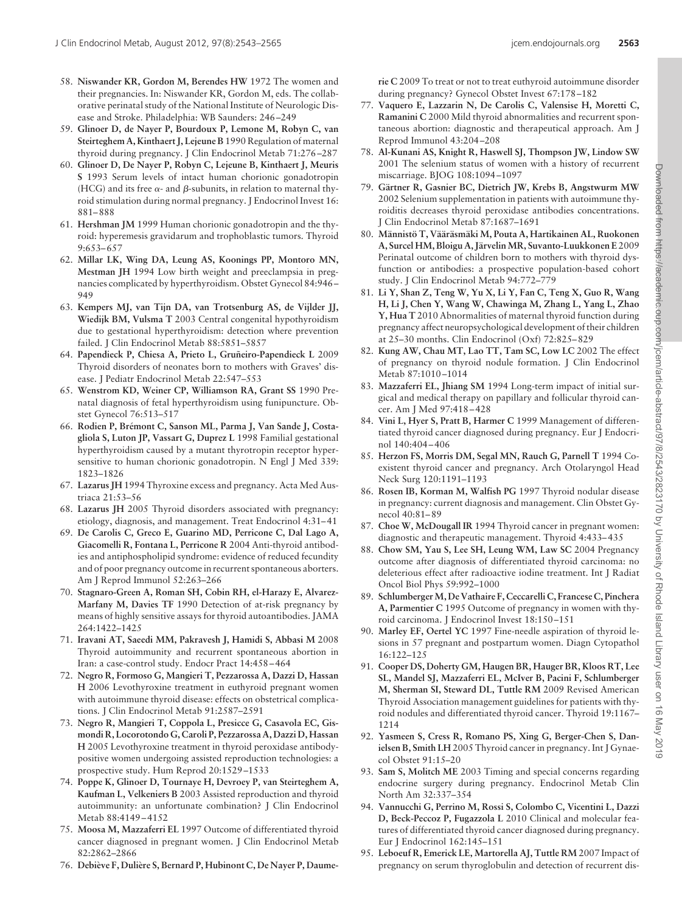58. **Niswander KR, Gordon M, Berendes HW** 1972 The women and their pregnancies. In: Niswander KR, Gordon M, eds. The collaborative perinatal study of the National Institute of Neurologic Disease and Stroke. Philadelphia: WB Saunders: 246–249
59. **Glinoer D, de Nayer P, Bourdoux P, Lemone M, Robyn C, van Steirteghem A, Kinthaert J, Lejeune B** 1990 Regulation of maternal thyroid during pregnancy. J Clin Endocrinol Metab 71:276–287
60. **Glinoer D, De Nayer P, Robyn C, Lejeune B, Kinthaert J, Meuris S** 1993 Serum levels of intact human chorionic gonadotropin (HCG) and its free $\alpha$- and $\beta$-subunits, in relation to maternal thyroid stimulation during normal pregnancy. J Endocrinol Invest 16: 881–888
61. **Hershman JM** 1999 Human chorionic gonadotropin and the thyroid: hyperemesis gravidarum and trophoblastic tumors. Thyroid 9:653–657
62. **Millar LK, Wing DA, Leung AS, Koonings PP, Montoro MN, Mestman JH** 1994 Low birth weight and preeclampsia in pregnancies complicated by hyperthyroidism. Obstet Gynecol 84:946–949
63. **Kempers MJ, van Tijn DA, van Trotsenburg AS, de Vijlder JJ, Wiedijk BM, Vulsma T** 2003 Central congenital hypothyroidism due to gestational hyperthyroidism: detection where prevention failed. J Clin Endocrinol Metab 88:5851–5857
64. **Papendieck P, Chiesa A, Prieto L, Gruñeiro-Papendieck L** 2009 Thyroid disorders of neonates born to mothers with Graves' disease. J Pediatr Endocrinol Metab 22:547–553
65. **Wenstrom KD, Weiner CP, Williamson RA, Grant SS** 1990 Prenatal diagnosis of fetal hyperthyroidism using funipuncture. Obstet Gynecol 76:513–517
66. **Rodien P, Brémont C, Sanson ML, Parma J, Van Sande J, Costagliola S, Luton JP, Vassart G, Duprez L** 1998 Familial gestational hyperthyroidism caused by a mutant thyrotropin receptor hypersensitive to human chorionic gonadotropin. N Engl J Med 339: 1823–1826
67. **Lazarus JH** 1994 Thyroxine excess and pregnancy. Acta Med Austriaca 21:53–56
68. **Lazarus JH** 2005 Thyroid disorders associated with pregnancy: etiology, diagnosis, and management. Treat Endocrinol 4:31–41
69. **De Carolis C, Greco E, Guarino MD, Perricone C, Dal Lago A, Giacomelli R, Fontana L, Perricone R** 2004 Anti-thyroid antibodies and antiphospholipid syndrome: evidence of reduced fecundity and of poor pregnancy outcome in recurrent spontaneous aborters. Am J Reprod Immunol 52:263–266
70. **Stagnaro-Green A, Roman SH, Cobin RH, el-Harazy E, Alvarez-Marfany M, Davies TF** 1990 Detection of at-risk pregnancy by means of highly sensitive assays for thyroid autoantibodies. JAMA 264:1422–1425
71. **Iravani AT, Saeedi MM, Pakravesh J, Hamidi S, Abbasi M** 2008 Thyroid autoimmunity and recurrent spontaneous abortion in Iran: a case-control study. Endocr Pract 14:458–464
72. **Negro R, Formoso G, Mangieri T, Pezzarossa A, Dazzi D, Hassan H** 2006 Levothyroxine treatment in euthyroid pregnant women with autoimmune thyroid disease: effects on obstetrical complications. J Clin Endocrinol Metab 91:2587–2591
73. **Negro R, Mangieri T, Coppola L, Presicce G, Casavola EC, Gismondi R, Locorotondo G, Caroli P, Pezzarossa A, Dazzi D, Hassan H** 2005 Levothyroxine treatment in thyroid peroxidase antibody-positive women undergoing assisted reproduction technologies: a prospective study. Hum Reprod 20:1529–1533
74. **Poppe K, Glinoer D, Tournaye H, Devroey P, van Steirteghem A, Kaufman L, Velkeniers B** 2003 Assisted reproduction and thyroid autoimmunity: an unfortunate combination? J Clin Endocrinol Metab 88:4149–4152
75. **Moosa M, Mazzaferri EL** 1997 Outcome of differentiated thyroid cancer diagnosed in pregnant women. J Clin Endocrinol Metab 82:2862–2866
76. **Debiève F, Dulière S, Bernard P, Hubinont C, De Nayer P, Daumerie C** 2009 To treat or not to treat euthyroid autoimmune disorder during pregnancy? Gynecol Obstet Invest 67:178–182
77. **Vaquero E, Lazzarin N, De Carolis C, Valensise H, Moretti C, Ramanini C** 2000 Mild thyroid abnormalities and recurrent spontaneous abortion: diagnostic and therapeutical approach. Am J Reprod Immunol 43:204–208
78. **Al-Kunani AS, Knight R, Haswell SJ, Thompson JW, Lindow SW** 2001 The selenium status of women with a history of recurrent miscarriage. BJOG 108:1094–1097
79. **Gärtner R, Gasnier BC, Dietrich JW, Krebs B, Angstwurm MW** 2002 Selenium supplementation in patients with autoimmune thyroiditis decreases thyroid peroxidase antibodies concentrations. J Clin Endocrinol Metab 87:1687–1691
80. **Männistö T, Vääräsmäki M, Pouta A, Hartikainen AL, Ruokonen A, Surcel HM, Bloigu A, Järvelin MR, Suvanto-Luukkonen E** 2009 Perinatal outcome of children born to mothers with thyroid dysfunction or antibodies: a prospective population-based cohort study. J Clin Endocrinol Metab 94:772–779
81. **Li Y, Shan Z, Teng W, Yu X, Li Y, Fan C, Teng X, Guo R, Wang H, Li J, Chen Y, Wang W, Chawinga M, Zhang L, Yang L, Zhao Y, Hua T** 2010 Abnormalities of maternal thyroid function during pregnancy affect neuropsychological development of their children at 25–30 months. Clin Endocrinol (Oxf) 72:825–829
82. **Kung AW, Chau MT, Lao TT, Tam SC, Low LC** 2002 The effect of pregnancy on thyroid nodule formation. J Clin Endocrinol Metab 87:1010–1014
83. **Mazzaferri EL, Jhiang SM** 1994 Long-term impact of initial surgical and medical therapy on papillary and follicular thyroid cancer. Am J Med 97:418–428
84. **Vini L, Hyer S, Pratt B, Harmer C** 1999 Management of differentiated thyroid cancer diagnosed during pregnancy. Eur J Endocrinol 140:404–406
85. **Herzon FS, Morris DM, Segal MN, Rauch G, Parnell T** 1994 Coexistent thyroid cancer and pregnancy. Arch Otolaryngol Head Neck Surg 120:1191–1193
86. **Rosen IB, Korman M, Walfish PG** 1997 Thyroid nodular disease in pregnancy: current diagnosis and management. Clin Obstet Gynecol 40:81–89
87. **Choe W, McDougall IR** 1994 Thyroid cancer in pregnant women: diagnostic and therapeutic management. Thyroid 4:433–435
88. **Chow SM, Yau S, Lee SH, Leung WM, Law SC** 2004 Pregnancy outcome after diagnosis of differentiated thyroid carcinoma: no deleterious effect after radioactive iodine treatment. Int J Radiat Oncol Biol Phys 59:992–1000
89. **Schlumberger M, De Vathaire F, Ceccarelli C, Francese C, Pinchera A, Parmentier C** 1995 Outcome of pregnancy in women with thyroid carcinoma. J Endocrinol Invest 18:150–151
90. **Marley EF, Oertel YC** 1997 Fine-needle aspiration of thyroid lesions in 57 pregnant and postpartum women. Diagn Cytopathol 16:122–125
91. **Cooper DS, Doherty GM, Haugen BR, Hauger BR, Kloos RT, Lee SL, Mandel SJ, Mazzaferri EL, McIver B, Pacini F, Schlumberger M, Sherman SI, Steward DL, Tuttle RM** 2009 Revised American Thyroid Association management guidelines for patients with thyroid nodules and differentiated thyroid cancer. Thyroid 19:1167–1214
92. **Yasmeen S, Cress R, Romano PS, Xing G, Berger-Chen S, Danielsen B, Smith LH** 2005 Thyroid cancer in pregnancy. Int J Gynaecol Obstet 91:15–20
93. **Sam S, Molitch ME** 2003 Timing and special concerns regarding endocrine surgery during pregnancy. Endocrinol Metab Clin North Am 32:337–354
94. **Vannucchi G, Perrino M, Rossi S, Colombo C, Vicentini L, Dazzi D, Beck-Peccoz P, Fugazzola L** 2010 Clinical and molecular features of differentiated thyroid cancer diagnosed during pregnancy. Eur J Endocrinol 162:145–151
95. **Leboeuf R, Emerick LE, Martorella AJ, Tuttle RM** 2007 Impact of pregnancy on serum thyroglobulin and detection of recurrent dis-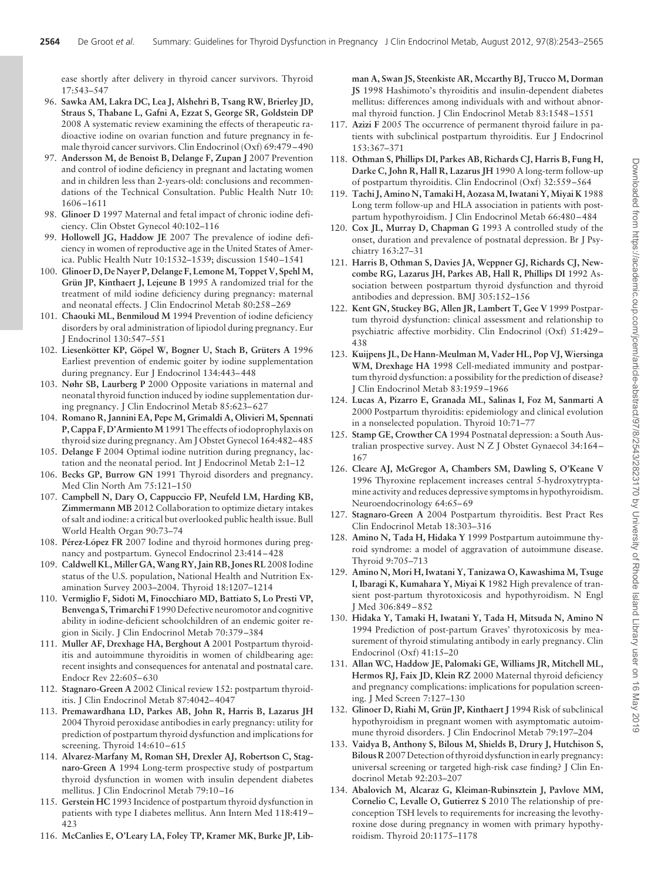ease shortly after delivery in thyroid cancer survivors. Thyroid 17:543–547

96. **Sawka AM, Lakra DC, Lea J, Alshehri B, Tsang RW, Brierley JD, Straus S, Thabane L, Gafni A, Ezzat S, George SR, Goldstein DP** 2008 A systematic review examining the effects of therapeutic radioactive iodine on ovarian function and future pregnancy in female thyroid cancer survivors. Clin Endocrinol (Oxf) 69:479–490
97. **Andersson M, de Benoist B, Delange F, Zupan J** 2007 Prevention and control of iodine deficiency in pregnant and lactating women and in children less than 2-years-old: conclusions and recommendations of the Technical Consultation. Public Health Nutr 10: 1606–1611
98. **Glinoer D** 1997 Maternal and fetal impact of chronic iodine deficiency. Clin Obstet Gynecol 40:102–116
99. **Hollowell JG, Haddow JE** 2007 The prevalence of iodine deficiency in women of reproductive age in the United States of America. Public Health Nutr 10:1532–1539; discussion 1540–1541
100. **Glinoer D, De Nayer P, Delange F, Lemone M, Toppet V, Spehl M, Grün JP, Kinthaert J, Lejeune B** 1995 A randomized trial for the treatment of mild iodine deficiency during pregnancy: maternal and neonatal effects. J Clin Endocrinol Metab 80:258–269
101. **Chaouki ML, Benmiloud M** 1994 Prevention of iodine deficiency disorders by oral administration of lipiodol during pregnancy. Eur J Endocrinol 130:547–551
102. **Liesenkötter KP, Göpel W, Bogner U, Stach B, Grüters A** 1996 Earliest prevention of endemic goiter by iodine supplementation during pregnancy. Eur J Endocrinol 134:443–448
103. **Nøhr SB, Laurberg P** 2000 Opposite variations in maternal and neonatal thyroid function induced by iodine supplementation during pregnancy. J Clin Endocrinol Metab 85:623–627
104. **Romano R, Jannini EA, Pepe M, Grimaldi A, Olivieri M, Spennati P, Cappa F, D'Armiento M** 1991 The effects of iodoprophylaxis on thyroid size during pregnancy. Am J Obstet Gynecol 164:482–485
105. **Delange F** 2004 Optimal iodine nutrition during pregnancy, lactation and the neonatal period. Int J Endocrinol Metab 2:1–12
106. **Becks GP, Burrow GN** 1991 Thyroid disorders and pregnancy. Med Clin North Am 75:121–150
107. **Campbell N, Dary O, Cappuccio FP, Neufeld LM, Harding KB, Zimmermann MB** 2012 Collaboration to optimize dietary intakes of salt and iodine: a critical but overlooked public health issue. Bull World Health Organ 90:73–74
108. **Pérez-López FR** 2007 Iodine and thyroid hormones during pregnancy and postpartum. Gynecol Endocrinol 23:414–428
109. **Caldwell KL, Miller GA, Wang RY, Jain RB, Jones RL** 2008 Iodine status of the U.S. population, National Health and Nutrition Examination Survey 2003–2004. Thyroid 18:1207–1214
110. **Vermiglio F, Sidoti M, Finocchiaro MD, Battiato S, Lo Presti VP, Benvenga S, Trimarchi F** 1990 Defective neuromotor and cognitive ability in iodine-deficient schoolchildren of an endemic goiter region in Sicily. J Clin Endocrinol Metab 70:379–384
111. **Muller AF, Drexhage HA, Berghout A** 2001 Postpartum thyroiditis and autoimmune thyroiditis in women of childbearing age: recent insights and consequences for antenatal and postnatal care. Endocr Rev 22:605–630
112. **Stagnaro-Green A** 2002 Clinical review 152: postpartum thyroiditis. J Clin Endocrinol Metab 87:4042–4047
113. **Premawardhana LD, Parkes AB, John R, Harris B, Lazarus JH** 2004 Thyroid peroxidase antibodies in early pregnancy: utility for prediction of postpartum thyroid dysfunction and implications for screening. Thyroid 14:610–615
114. **Alvarez-Marfany M, Roman SH, Drexler AJ, Robertson C, Stagnaro-Green A** 1994 Long-term prospective study of postpartum thyroid dysfunction in women with insulin dependent diabetes mellitus. J Clin Endocrinol Metab 79:10–16
115. **Gerstein HC** 1993 Incidence of postpartum thyroid dysfunction in patients with type I diabetes mellitus. Ann Intern Med 118:419–423
116. **McCanlies E, O'Leary LA, Foley TP, Kramer MK, Burke JP, Libman A, Swan JS, Steenkiste AR, Mccarthy BJ, Trucco M, Dorman JS** 1998 Hashimoto's thyroiditis and insulin-dependent diabetes mellitus: differences among individuals with and without abnormal thyroid function. J Clin Endocrinol Metab 83:1548–1551
117. **Azizi F** 2005 The occurrence of permanent thyroid failure in patients with subclinical postpartum thyroiditis. Eur J Endocrinol 153:367–371
118. **Othman S, Phillips DI, Parkes AB, Richards CJ, Harris B, Fung H, Darke C, John R, Hall R, Lazarus JH** 1990 A long-term follow-up of postpartum thyroiditis. Clin Endocrinol (Oxf) 32:559–564
119. **Tachi J, Amino N, Tamaki H, Aozasa M, Iwatani Y, Miyai K** 1988 Long term follow-up and HLA association in patients with postpartum hypothyroidism. J Clin Endocrinol Metab 66:480–484
120. **Cox JL, Murray D, Chapman G** 1993 A controlled study of the onset, duration and prevalence of postnatal depression. Br J Psychiatry 163:27–31
121. **Harris B, Othman S, Davies JA, Weppner GJ, Richards CJ, Newcombe RG, Lazarus JH, Parkes AB, Hall R, Phillips DI** 1992 Association between postpartum thyroid dysfunction and thyroid antibodies and depression. BMJ 305:152–156
122. **Kent GN, Stuckey BG, Allen JR, Lambert T, Gee V** 1999 Postpartum thyroid dysfunction: clinical assessment and relationship to psychiatric affective morbidity. Clin Endocrinol (Oxf) 51:429–438
123. **Kuijpens JL, De Hann-Meulman M, Vader HL, Pop VJ, Wiersinga WM, Drexhage HA** 1998 Cell-mediated immunity and postpartum thyroid dysfunction: a possibility for the prediction of disease? J Clin Endocrinol Metab 83:1959–1966
124. **Lucas A, Pizarro E, Granada ML, Salinas I, Foz M, Sanmarti A** 2000 Postpartum thyroiditis: epidemiology and clinical evolution in a nonselected population. Thyroid 10:71–77
125. **Stamp GE, Crowther CA** 1994 Postnatal depression: a South Australian prospective survey. Aust N Z J Obstet Gynaecol 34:164–167
126. **Cleare AJ, McGregor A, Chambers SM, Dawling S, O'Keane V** 1996 Thyroxine replacement increases central 5-hydroxytryptamine activity and reduces depressive symptoms in hypothyroidism. Neuroendocrinology 64:65–69
127. **Stagnaro-Green A** 2004 Postpartum thyroiditis. Best Pract Res Clin Endocrinol Metab 18:303–316
128. **Amino N, Tada H, Hidaka Y** 1999 Postpartum autoimmune thyroid syndrome: a model of aggravation of autoimmune disease. Thyroid 9:705–713
129. **Amino N, Mori H, Iwatani Y, Tanizawa O, Kawashima M, Tsuge I, Ibaragi K, Kumahara Y, Miyai K** 1982 High prevalence of transient post-partum thyrotoxicosis and hypothyroidism. N Engl J Med 306:849–852
130. **Hidaka Y, Tamaki H, Iwatani Y, Tada H, Mitsuda N, Amino N** 1994 Prediction of post-partum Graves' thyrotoxicosis by measurement of thyroid stimulating antibody in early pregnancy. Clin Endocrinol (Oxf) 41:15–20
131. **Allan WC, Haddow JE, Palomaki GE, Williams JR, Mitchell ML, Hermos RJ, Faix JD, Klein RZ** 2000 Maternal thyroid deficiency and pregnancy complications: implications for population screening. J Med Screen 7:127–130
132. **Glinoer D, Riahi M, Grün JP, Kinthaert J** 1994 Risk of subclinical hypothyroidism in pregnant women with asymptomatic autoimmune thyroid disorders. J Clin Endocrinol Metab 79:197–204
133. **Vaidya B, Anthony S, Bilous M, Shields B, Drury J, Hutchison S, Bilous R** 2007 Detection of thyroid dysfunction in early pregnancy: universal screening or targeted high-risk case finding? J Clin Endocrinol Metab 92:203–207
134. **Abalovich M, Alcaraz G, Kleiman-Rubinsztein J, Pavlove MM, Cornelio C, Levalle O, Gutierrez S** 2010 The relationship of preconception TSH levels to requirements for increasing the levothyroxine dose during pregnancy in women with primary hypothyroidism. Thyroid 20:1175–1178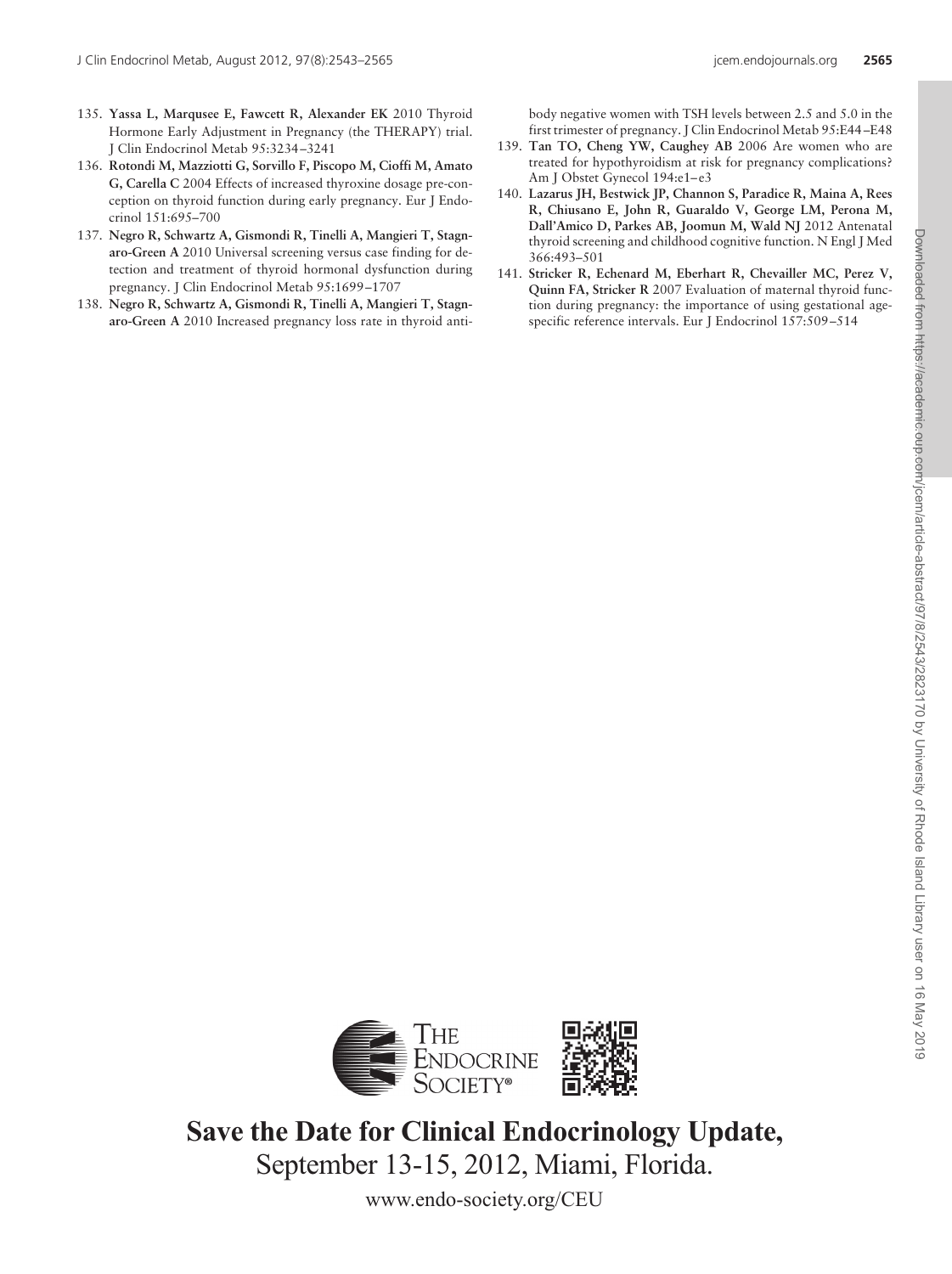135. **Yassa L, Marqusee E, Fawcett R, Alexander EK** 2010 Thyroid Hormone Early Adjustment in Pregnancy (the THERAPY) trial. J Clin Endocrinol Metab 95:3234–3241

136. **Rotondi M, Mazziotti G, Sorvillo F, Piscopo M, Cioffi M, Amato G, Carella C** 2004 Effects of increased thyroxine dosage pre-conception on thyroid function during early pregnancy. Eur J Endocrinol 151:695–700

137. **Negro R, Schwartz A, Gismondi R, Tinelli A, Mangieri T, Stagnaro-Green A** 2010 Universal screening versus case finding for detection and treatment of thyroid hormonal dysfunction during pregnancy. J Clin Endocrinol Metab 95:1699–1707

138. **Negro R, Schwartz A, Gismondi R, Tinelli A, Mangieri T, Stagnaro-Green A** 2010 Increased pregnancy loss rate in thyroid antibody negative women with TSH levels between 2.5 and 5.0 in the first trimester of pregnancy. J Clin Endocrinol Metab 95:E44–E48

139. **Tan TO, Cheng YW, Caughey AB** 2006 Are women who are treated for hypothyroidism at risk for pregnancy complications? Am J Obstet Gynecol 194:e1–e3

140. **Lazarus JH, Bestwick JP, Channon S, Paradice R, Maina A, Rees R, Chiusano E, John R, Guaraldo V, George LM, Perona M, Dall'Amico D, Parkes AB, Joomun M, Wald NJ** 2012 Antenatal thyroid screening and childhood cognitive function. N Engl J Med 366:493–501

141. **Stricker R, Echenard M, Eberhart R, Chevailler MC, Perez V, Quinn FA, Stricker R** 2007 Evaluation of maternal thyroid function during pregnancy: the importance of using gestational age-specific reference intervals. Eur J Endocrinol 157:509–514

THE ENDOCRINE SOCIETY®

**Save the Date for Clinical Endocrinology Update,**
September 13-15, 2012, Miami, Florida.

www.endo-society.org/CEU